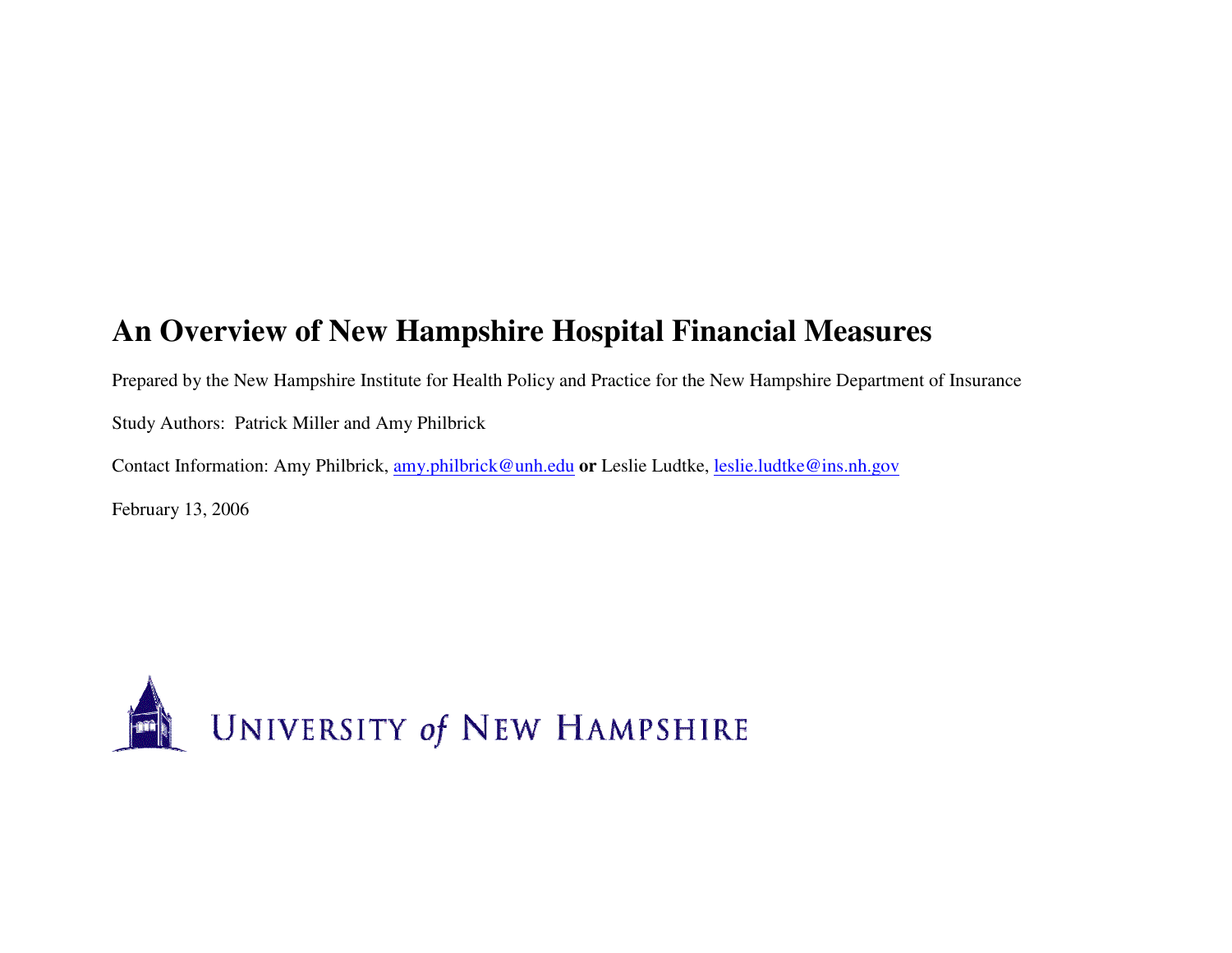# An Overview of New Hampshire Hospital Financial Measures

Prepared by the New Hampshire Institute for Health Policy and Practice for the New Hampshire Department of Insurance

Study Authors: Patrick Miller and Amy Philbrick

Contact Information: Amy Philbrick, amy.philbrick@unh.edu **or** Leslie Ludtke, leslie.ludtke@ins.nh.gov

February 13, 2006

UNIVERSITY *of* NEW HAMPSHIRE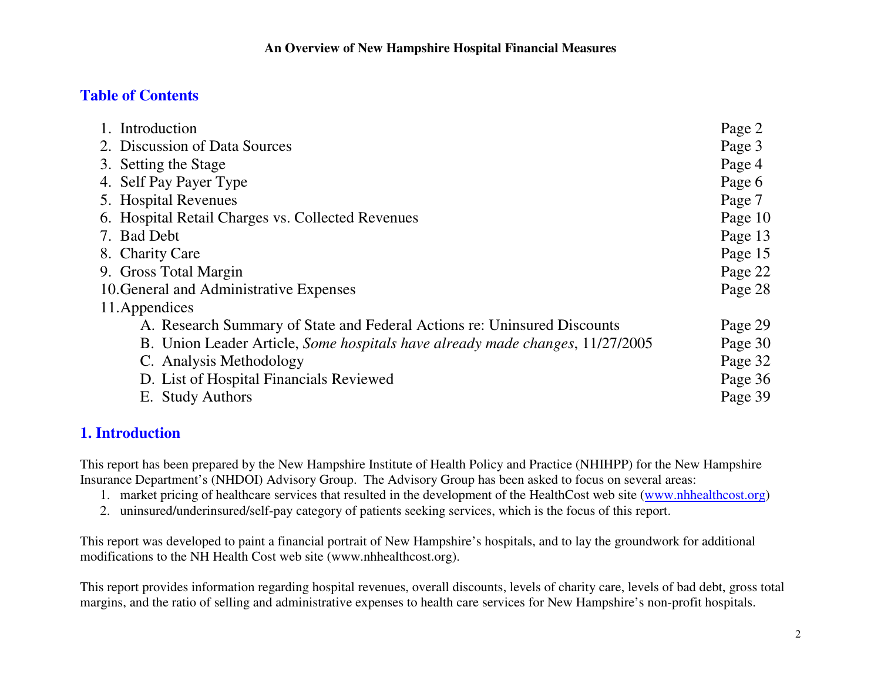## Table of Contents

| | |
|---|---|
| 1. Introduction | Page 2 |
| 2. Discussion of Data Sources | Page 3 |
| 3. Setting the Stage | Page 4 |
| 4. Self Pay Payer Type | Page 6 |
| 5. Hospital Revenues | Page 7 |
| 6. Hospital Retail Charges vs. Collected Revenues | Page 10 |
| 7. Bad Debt | Page 13 |
| 8. Charity Care | Page 15 |
| 9. Gross Total Margin | Page 22 |
| 10. General and Administrative Expenses | Page 28 |
| 11. Appendices | |
| A. Research Summary of State and Federal Actions re: Uninsured Discounts | Page 29 |
| B. Union Leader Article, *Some hospitals have already made changes*, 11/27/2005 | Page 30 |
| C. Analysis Methodology | Page 32 |
| D. List of Hospital Financials Reviewed | Page 36 |
| E. Study Authors | Page 39 |

## 1. Introduction

This report has been prepared by the New Hampshire Institute of Health Policy and Practice (NHIHPP) for the New Hampshire Insurance Department's (NHDOI) Advisory Group. The Advisory Group has been asked to focus on several areas:

1. market pricing of healthcare services that resulted in the development of the HealthCost web site (www.nhhealthcost.org)
2. uninsured/underinsured/self-pay category of patients seeking services, which is the focus of this report.

This report was developed to paint a financial portrait of New Hampshire's hospitals, and to lay the groundwork for additional modifications to the NH Health Cost web site (www.nhhealthcost.org).

This report provides information regarding hospital revenues, overall discounts, levels of charity care, levels of bad debt, gross total margins, and the ratio of selling and administrative expenses to health care services for New Hampshire's non-profit hospitals.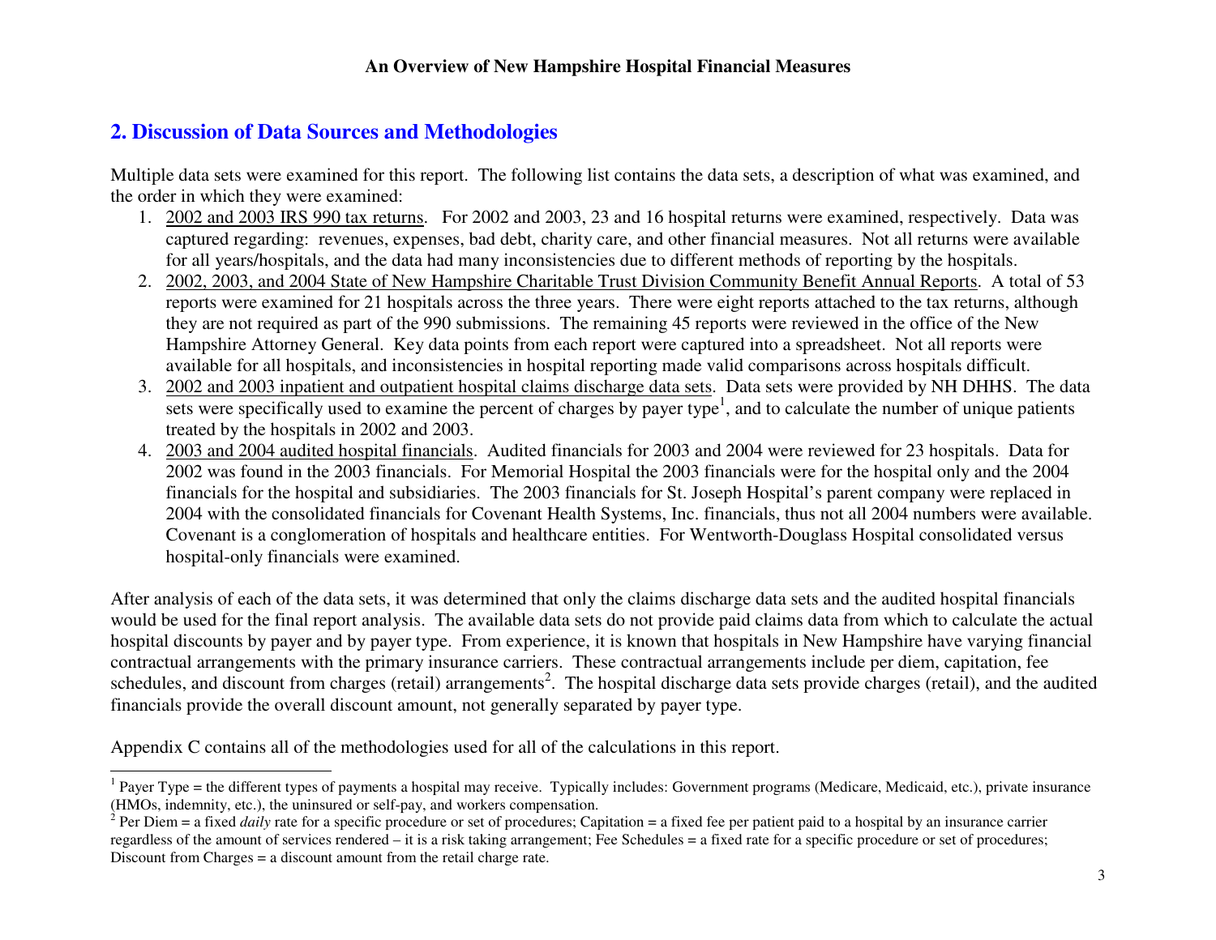## 2. Discussion of Data Sources and Methodologies

Multiple data sets were examined for this report. The following list contains the data sets, a description of what was examined, and the order in which they were examined:

1. 2002 and 2003 IRS 990 tax returns. For 2002 and 2003, 23 and 16 hospital returns were examined, respectively. Data was captured regarding: revenues, expenses, bad debt, charity care, and other financial measures. Not all returns were available for all years/hospitals, and the data had many inconsistencies due to different methods of reporting by the hospitals.
2. 2002, 2003, and 2004 State of New Hampshire Charitable Trust Division Community Benefit Annual Reports. A total of 53 reports were examined for 21 hospitals across the three years. There were eight reports attached to the tax returns, although they are not required as part of the 990 submissions. The remaining 45 reports were reviewed in the office of the New Hampshire Attorney General. Key data points from each report were captured into a spreadsheet. Not all reports were available for all hospitals, and inconsistencies in hospital reporting made valid comparisons across hospitals difficult.
3. 2002 and 2003 inpatient and outpatient hospital claims discharge data sets. Data sets were provided by NH DHHS. The data sets were specifically used to examine the percent of charges by payer type[1], and to calculate the number of unique patients treated by the hospitals in 2002 and 2003.
4. 2003 and 2004 audited hospital financials. Audited financials for 2003 and 2004 were reviewed for 23 hospitals. Data for 2002 was found in the 2003 financials. For Memorial Hospital the 2003 financials were for the hospital only and the 2004 financials for the hospital and subsidiaries. The 2003 financials for St. Joseph Hospital's parent company were replaced in 2004 with the consolidated financials for Covenant Health Systems, Inc. financials, thus not all 2004 numbers were available. Covenant is a conglomeration of hospitals and healthcare entities. For Wentworth-Douglass Hospital consolidated versus hospital-only financials were examined.

After analysis of each of the data sets, it was determined that only the claims discharge data sets and the audited hospital financials would be used for the final report analysis. The available data sets do not provide paid claims data from which to calculate the actual hospital discounts by payer and by payer type. From experience, it is known that hospitals in New Hampshire have varying financial contractual arrangements with the primary insurance carriers. These contractual arrangements include per diem, capitation, fee schedules, and discount from charges (retail) arrangements[2]. The hospital discharge data sets provide charges (retail), and the audited financials provide the overall discount amount, not generally separated by payer type.

Appendix C contains all of the methodologies used for all of the calculations in this report.

---

[1] Payer Type = the different types of payments a hospital may receive. Typically includes: Government programs (Medicare, Medicaid, etc.), private insurance (HMOs, indemnity, etc.), the uninsured or self-pay, and workers compensation.

[2] Per Diem = a fixed *daily* rate for a specific procedure or set of procedures; Capitation = a fixed fee per patient paid to a hospital by an insurance carrier regardless of the amount of services rendered – it is a risk taking arrangement; Fee Schedules = a fixed rate for a specific procedure or set of procedures; Discount from Charges = a discount amount from the retail charge rate.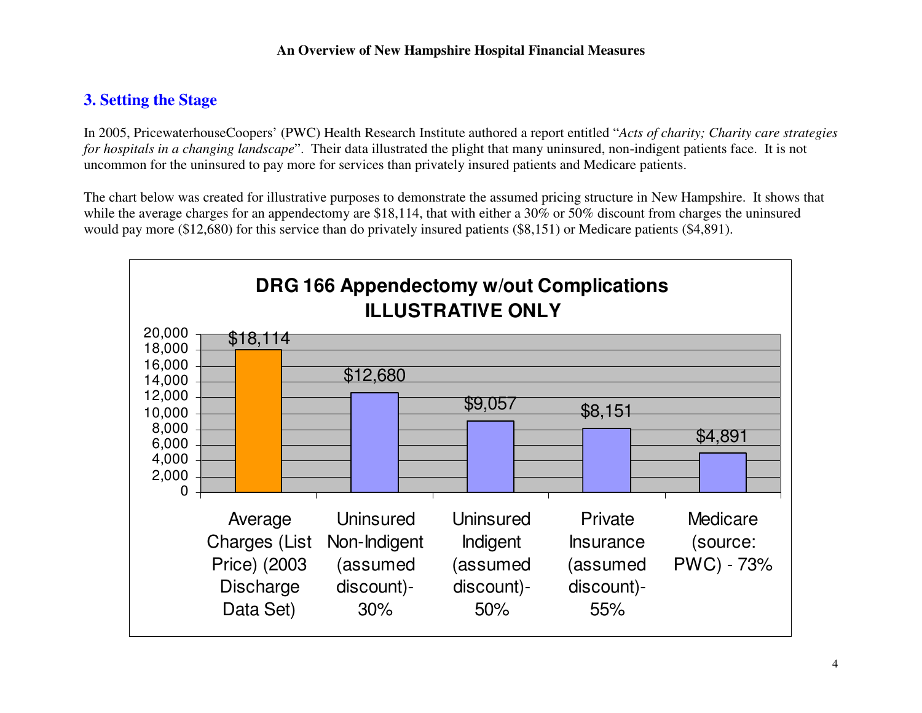## 3. Setting the Stage

In 2005, PricewaterhouseCoopers' (PWC) Health Research Institute authored a report entitled "*Acts of charity; Charity care strategies for hospitals in a changing landscape*". Their data illustrated the plight that many uninsured, non-indigent patients face. It is not uncommon for the uninsured to pay more for services than privately insured patients and Medicare patients.

The chart below was created for illustrative purposes to demonstrate the assumed pricing structure in New Hampshire. It shows that while the average charges for an appendectomy are $18,114, that with either a 30% or 50% discount from charges the uninsured would pay more ($12,680) for this service than do privately insured patients ($8,151) or Medicare patients ($4,891).

**DRG 166 Appendectomy w/out Complications ILLUSTRATIVE ONLY**

| Category | Amount |
|---|---|
| Average Charges (List Price) (2003 Discharge Data Set) | $18,114 |
| Uninsured Non-Indigent (assumed discount)- 30% | $12,680 |
| Uninsured Indigent (assumed discount)- 50% | $9,057 |
| Private Insurance (assumed discount)- 55% | $8,151 |
| Medicare (source: PWC) - 73% | $4,891 |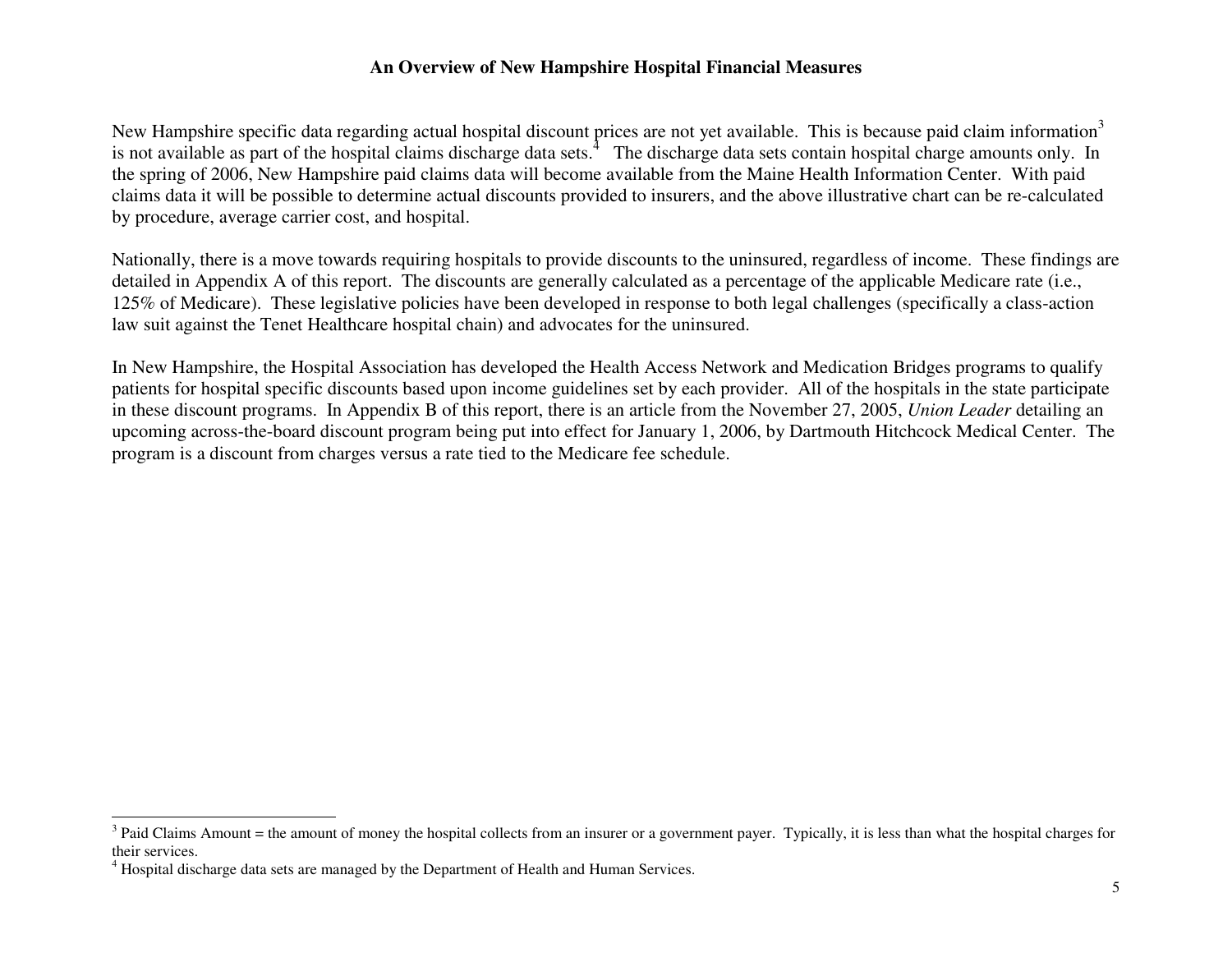New Hampshire specific data regarding actual hospital discount prices are not yet available. This is because paid claim information[3] is not available as part of the hospital claims discharge data sets.[4] The discharge data sets contain hospital charge amounts only. In the spring of 2006, New Hampshire paid claims data will become available from the Maine Health Information Center. With paid claims data it will be possible to determine actual discounts provided to insurers, and the above illustrative chart can be re-calculated by procedure, average carrier cost, and hospital.

Nationally, there is a move towards requiring hospitals to provide discounts to the uninsured, regardless of income. These findings are detailed in Appendix A of this report. The discounts are generally calculated as a percentage of the applicable Medicare rate (i.e., 125% of Medicare). These legislative policies have been developed in response to both legal challenges (specifically a class-action law suit against the Tenet Healthcare hospital chain) and advocates for the uninsured.

In New Hampshire, the Hospital Association has developed the Health Access Network and Medication Bridges programs to qualify patients for hospital specific discounts based upon income guidelines set by each provider. All of the hospitals in the state participate in these discount programs. In Appendix B of this report, there is an article from the November 27, 2005, *Union Leader* detailing an upcoming across-the-board discount program being put into effect for January 1, 2006, by Dartmouth Hitchcock Medical Center. The program is a discount from charges versus a rate tied to the Medicare fee schedule.

---

[3] Paid Claims Amount = the amount of money the hospital collects from an insurer or a government payer. Typically, it is less than what the hospital charges for their services.

[4] Hospital discharge data sets are managed by the Department of Health and Human Services.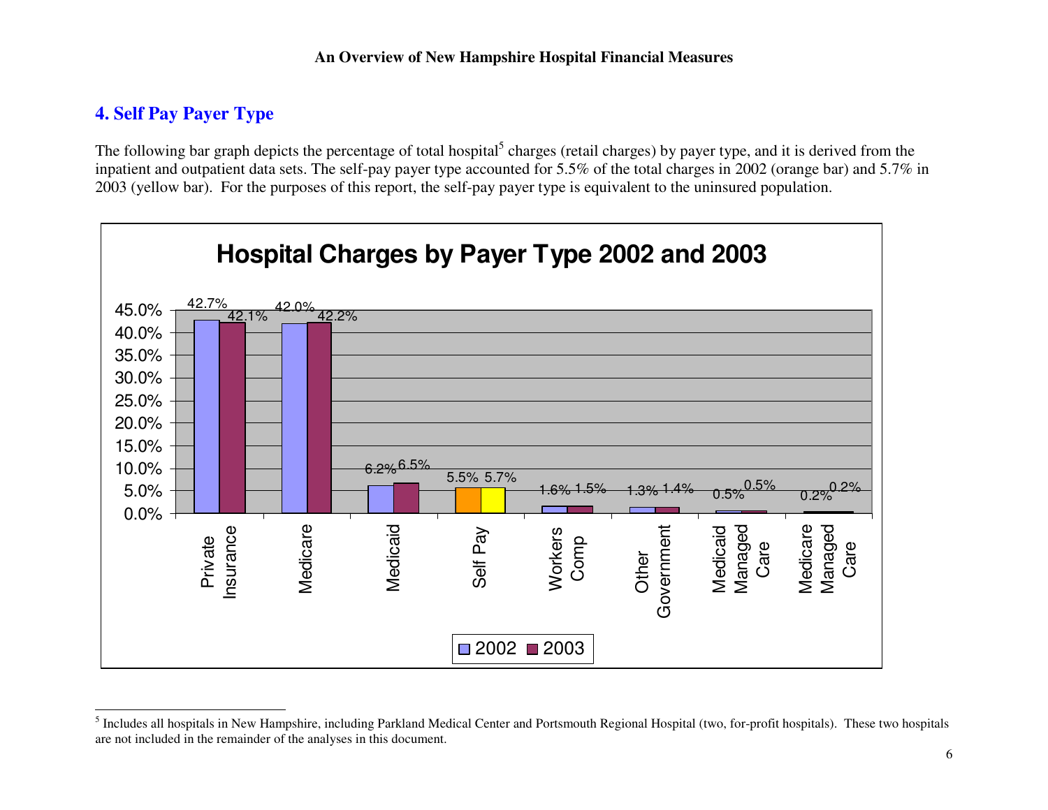## 4. Self Pay Payer Type

The following bar graph depicts the percentage of total hospital[5] charges (retail charges) by payer type, and it is derived from the inpatient and outpatient data sets. The self-pay payer type accounted for 5.5% of the total charges in 2002 (orange bar) and 5.7% in 2003 (yellow bar). For the purposes of this report, the self-pay payer type is equivalent to the uninsured population.

**Hospital Charges by Payer Type 2002 and 2003**

| Payer Type | 2002 | 2003 |
|---|---|---|
| Private Insurance | 42.7% | 42.1% |
| Medicare | 42.0% | 42.2% |
| Medicaid | 6.2% | 6.5% |
| Self Pay | 5.5% | 5.7% |
| Workers Comp | 1.6% | 1.5% |
| Other Government | 1.3% | 1.4% |
| Medicaid Managed Care | 0.5% | 0.5% |
| Medicare Managed Care | 0.2% | 0.2% |

[5] Includes all hospitals in New Hampshire, including Parkland Medical Center and Portsmouth Regional Hospital (two, for-profit hospitals). These two hospitals are not included in the remainder of the analyses in this document.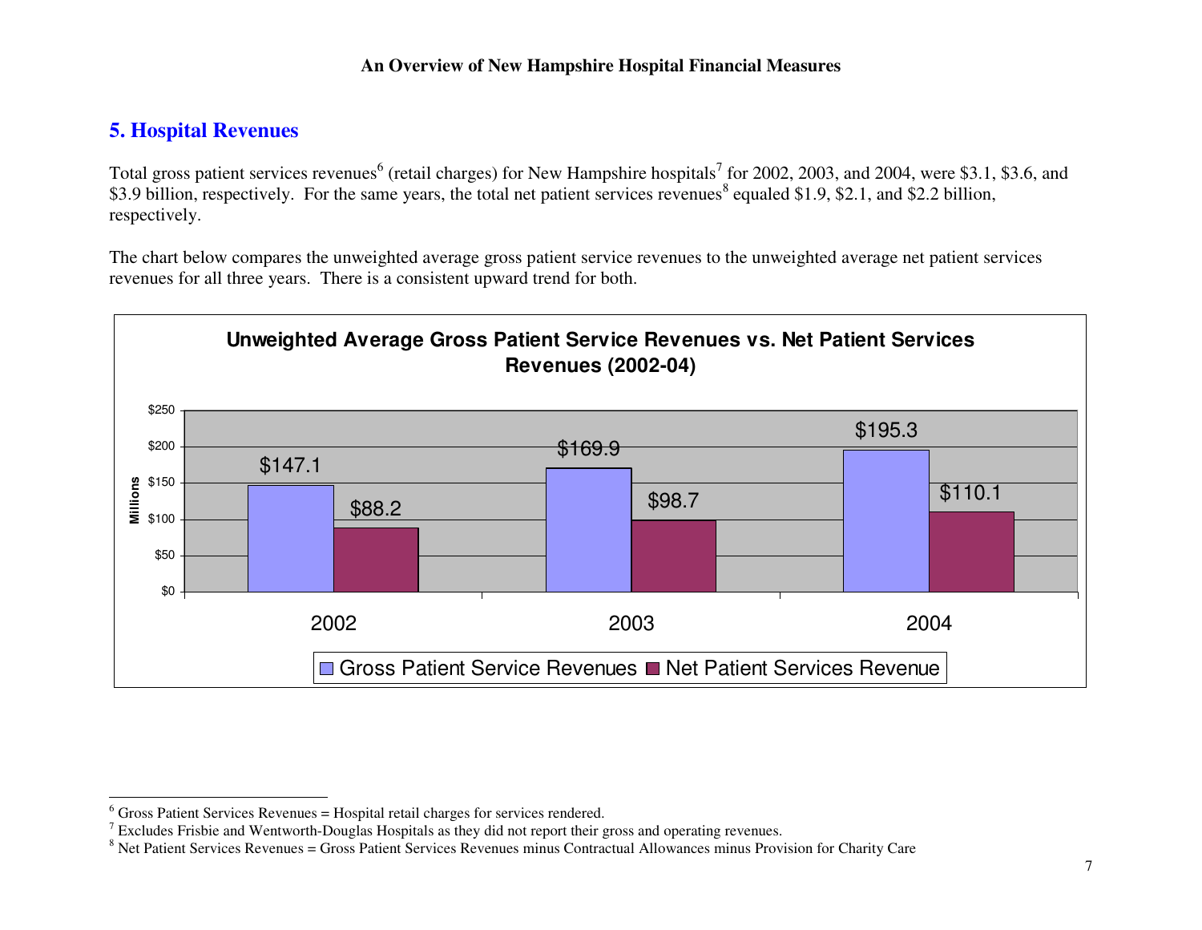## 5. Hospital Revenues

Total gross patient services revenues[6] (retail charges) for New Hampshire hospitals[7] for 2002, 2003, and 2004, were $3.1, $3.6, and $3.9 billion, respectively. For the same years, the total net patient services revenues[8] equaled $1.9, $2.1, and $2.2 billion, respectively.

The chart below compares the unweighted average gross patient service revenues to the unweighted average net patient services revenues for all three years. There is a consistent upward trend for both.

**Unweighted Average Gross Patient Service Revenues vs. Net Patient Services Revenues (2002-04)**

| Year | Gross Patient Service Revenues (Millions) | Net Patient Services Revenue (Millions) |
|---|---|---|
| 2002 | $147.1 | $88.2 |
| 2003 | $169.9 | $98.7 |
| 2004 | $195.3 | $110.1 |

---

[6] Gross Patient Services Revenues = Hospital retail charges for services rendered.

[7] Excludes Frisbie and Wentworth-Douglas Hospitals as they did not report their gross and operating revenues.

[8] Net Patient Services Revenues = Gross Patient Services Revenues minus Contractual Allowances minus Provision for Charity Care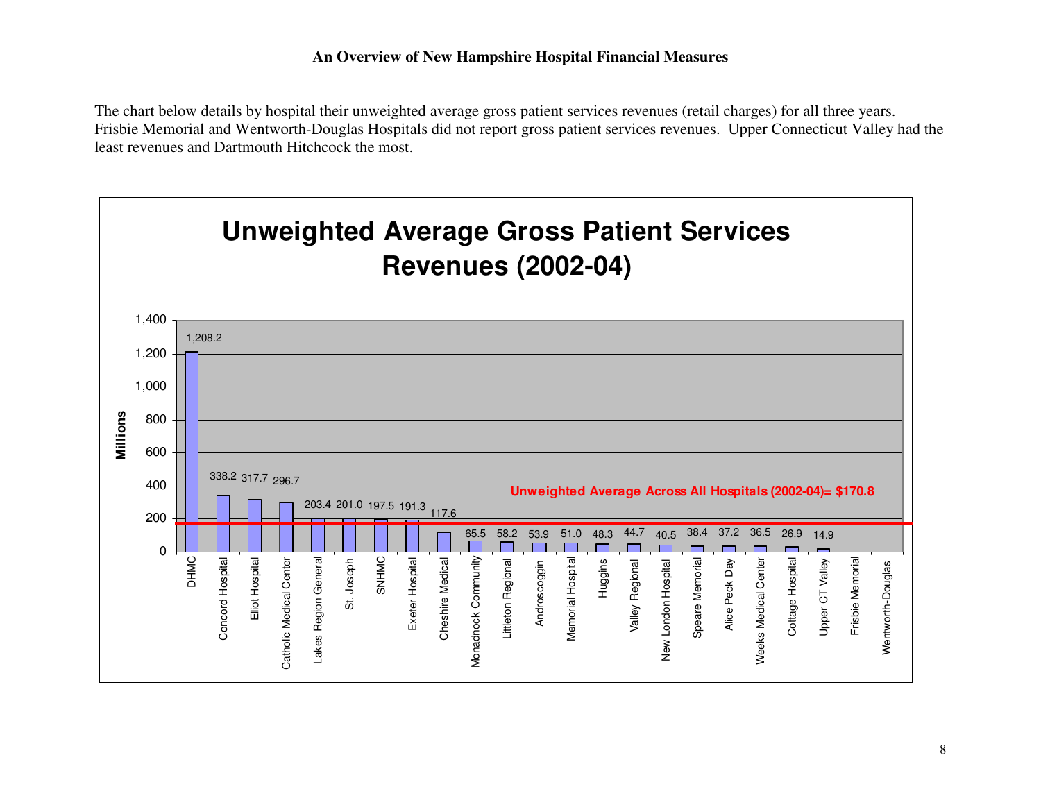The chart below details by hospital their unweighted average gross patient services revenues (retail charges) for all three years. Frisbie Memorial and Wentworth-Douglas Hospitals did not report gross patient services revenues. Upper Connecticut Valley had the least revenues and Dartmouth Hitchcock the most.

**Unweighted Average Gross Patient Services Revenues (2002-04)**

| Hospital | Millions |
| --- | --- |
| DHMC | 1,208.2 |
| Concord Hospital | 338.2 |
| Elliot Hospital | 317.7 |
| Catholic Medical Center | 296.7 |
| Lakes Region General | 203.4 |
| St. Joseph | 201.0 |
| SNHMC | 197.5 |
| Exeter Hospital | 191.3 |
| Cheshire Medical | 117.6 |
| Monadnock Community | 65.5 |
| Littleton Regional | 58.2 |
| Androscoggin | 53.9 |
| Memorial Hospital | 51.0 |
| Huggins | 48.3 |
| Valley Regional | 44.7 |
| New London Hospital | 40.5 |
| Speare Memorial | 38.4 |
| Alice Peck Day | 37.2 |
| Weeks Medical Center | 36.5 |
| Cottage Hospital | 26.9 |
| Upper CT Valley | 14.9 |
| Frisbie Memorial | |
| Wentworth-Douglas | |

Unweighted Average Across All Hospitals (2002-04)= $170.8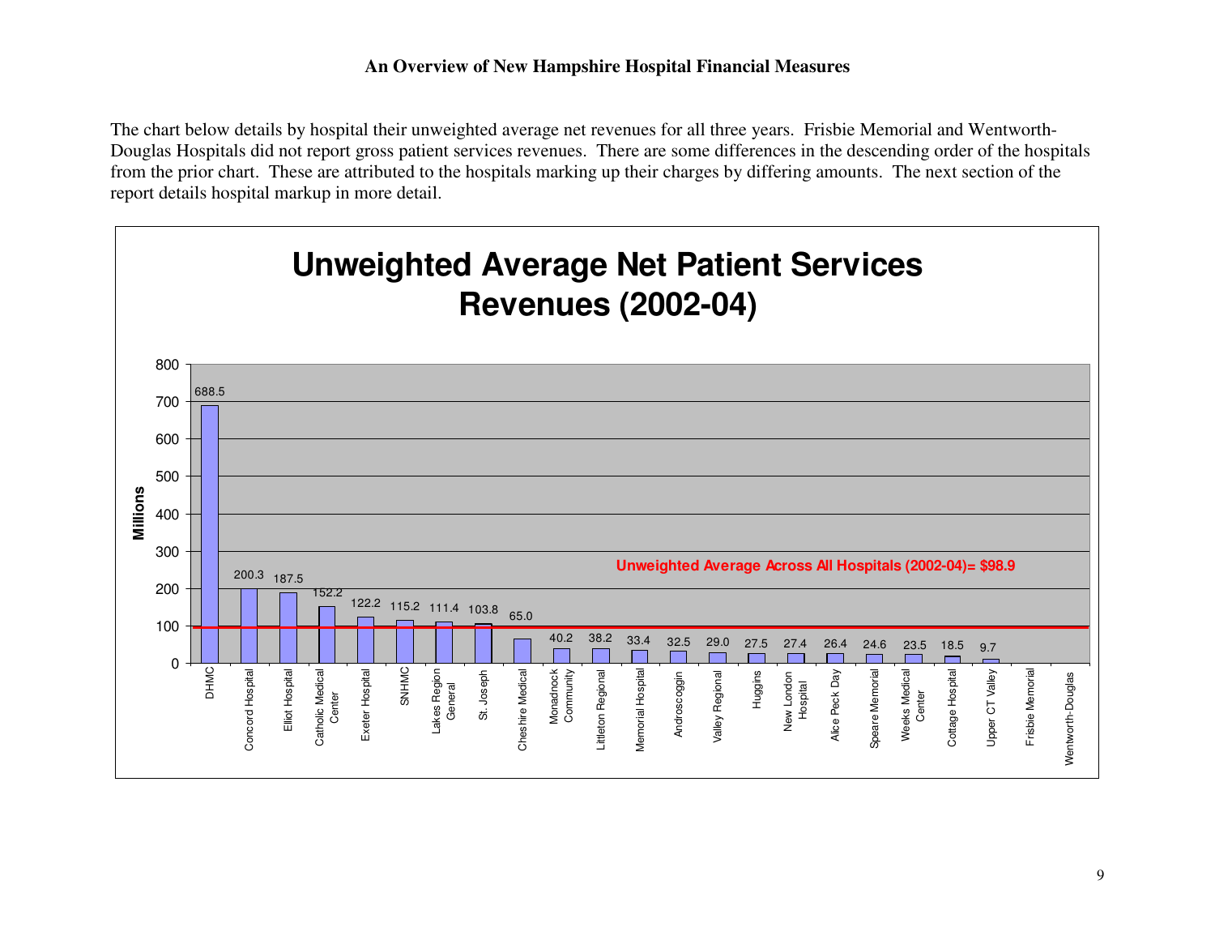The chart below details by hospital their unweighted average net revenues for all three years. Frisbie Memorial and Wentworth-Douglas Hospitals did not report gross patient services revenues. There are some differences in the descending order of the hospitals from the prior chart. These are attributed to the hospitals marking up their charges by differing amounts. The next section of the report details hospital markup in more detail.

## Unweighted Average Net Patient Services Revenues (2002-04)

Unweighted Average Across All Hospitals (2002-04)= $98.9

| Hospital | Millions |
|---|---|
| DHMC | 688.5 |
| Concord Hospital | 200.3 |
| Elliot Hospital | 187.5 |
| Catholic Medical Center | 152.2 |
| Exeter Hospital | 122.2 |
| SNHMC | 115.2 |
| Lakes Region General | 111.4 |
| St. Joseph | 103.8 |
| Cheshire Medical | 65.0 |
| Monadnock Community | 40.2 |
| Littleton Regional | 38.2 |
| Memorial Hospital | 33.4 |
| Androscoggin | 32.5 |
| Valley Regional | 29.0 |
| Huggins | 27.5 |
| New London Hospital | 27.4 |
| Alice Peck Day | 26.4 |
| Speare Memorial | 24.6 |
| Weeks Medical Center | 23.5 |
| Cottage Hospital | 18.5 |
| Upper CT Valley | 9.7 |
| Frisbie Memorial | |
| Wentworth-Douglas | |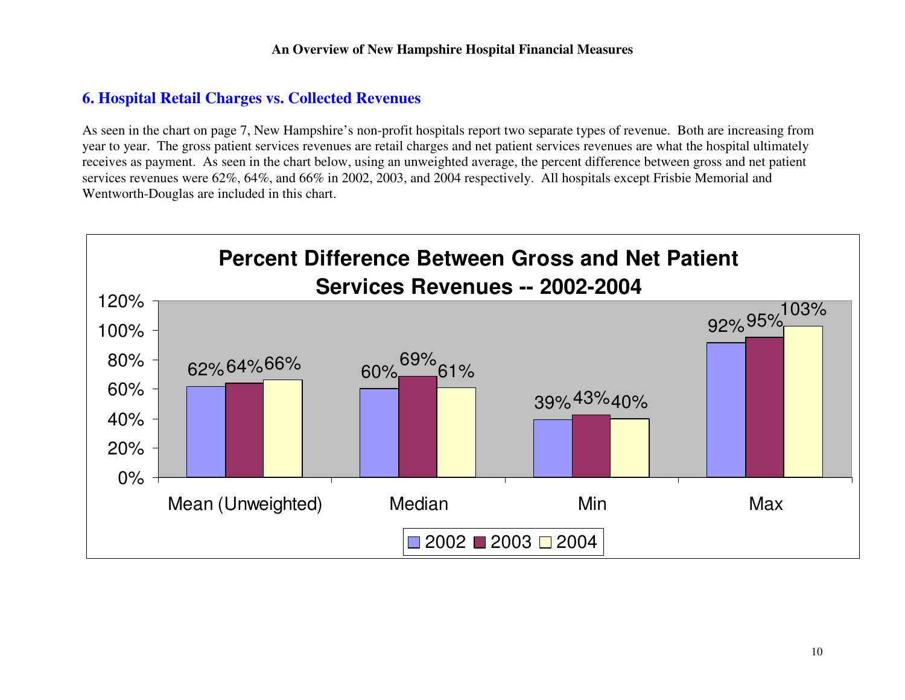## 6. Hospital Retail Charges vs. Collected Revenues

As seen in the chart on page 7, New Hampshire's non-profit hospitals report two separate types of revenue. Both are increasing from year to year. The gross patient services revenues are retail charges and net patient services revenues are what the hospital ultimately receives as payment. As seen in the chart below, using an unweighted average, the percent difference between gross and net patient services revenues were 62%, 64%, and 66% in 2002, 2003, and 2004 respectively. All hospitals except Frisbie Memorial and Wentworth-Douglas are included in this chart.

**Percent Difference Between Gross and Net Patient Services Revenues -- 2002-2004**

| | 2002 | 2003 | 2004 |
|---|---|---|---|
| Mean (Unweighted) | 62% | 64% | 66% |
| Median | 60% | 69% | 61% |
| Min | 39% | 43% | 40% |
| Max | 92% | 95% | 103% |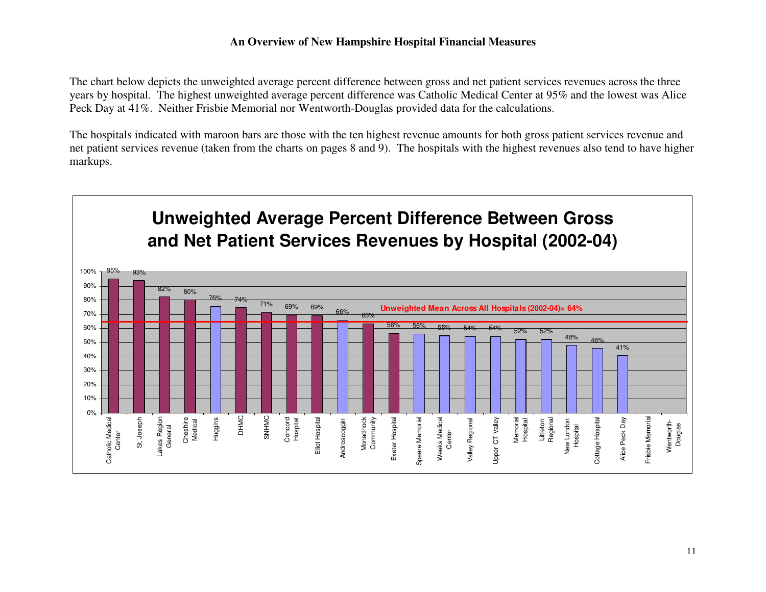**An Overview of New Hampshire Hospital Financial Measures**

The chart below depicts the unweighted average percent difference between gross and net patient services revenues across the three years by hospital. The highest unweighted average percent difference was Catholic Medical Center at 95% and the lowest was Alice Peck Day at 41%. Neither Frisbie Memorial nor Wentworth-Douglas provided data for the calculations.

The hospitals indicated with maroon bars are those with the ten highest revenue amounts for both gross patient services revenue and net patient services revenue (taken from the charts on pages 8 and 9). The hospitals with the highest revenues also tend to have higher markups.

**Unweighted Average Percent Difference Between Gross and Net Patient Services Revenues by Hospital (2002-04)**

Unweighted Mean Across All Hospitals (2002-04)= 64%

| Hospital | Percent Difference |
|---|---|
| Catholic Medical Center | 95% |
| St. Joseph | 93% |
| Lakes Region General | 82% |
| Cheshire Medical | 80% |
| Huggins | 76% |
| DHMC | 74% |
| SNHMC | 71% |
| Concord Hospital | 69% |
| Elliot Hospital | 69% |
| Androscoggin | 66% |
| Monadnock Community | 63% |
| Exeter Hospital | 56% |
| Speare Memorial | 56% |
| Weeks Medical Center | 55% |
| Valley Regional | 54% |
| Upper CT Valley | 54% |
| Memorial Hospital | 52% |
| Littleton Regional | 52% |
| New London Hospital | 48% |
| Cottage Hospital | 46% |
| Alice Peck Day | 41% |
| Frisbie Memorial | |
| Wentworth-Douglas | |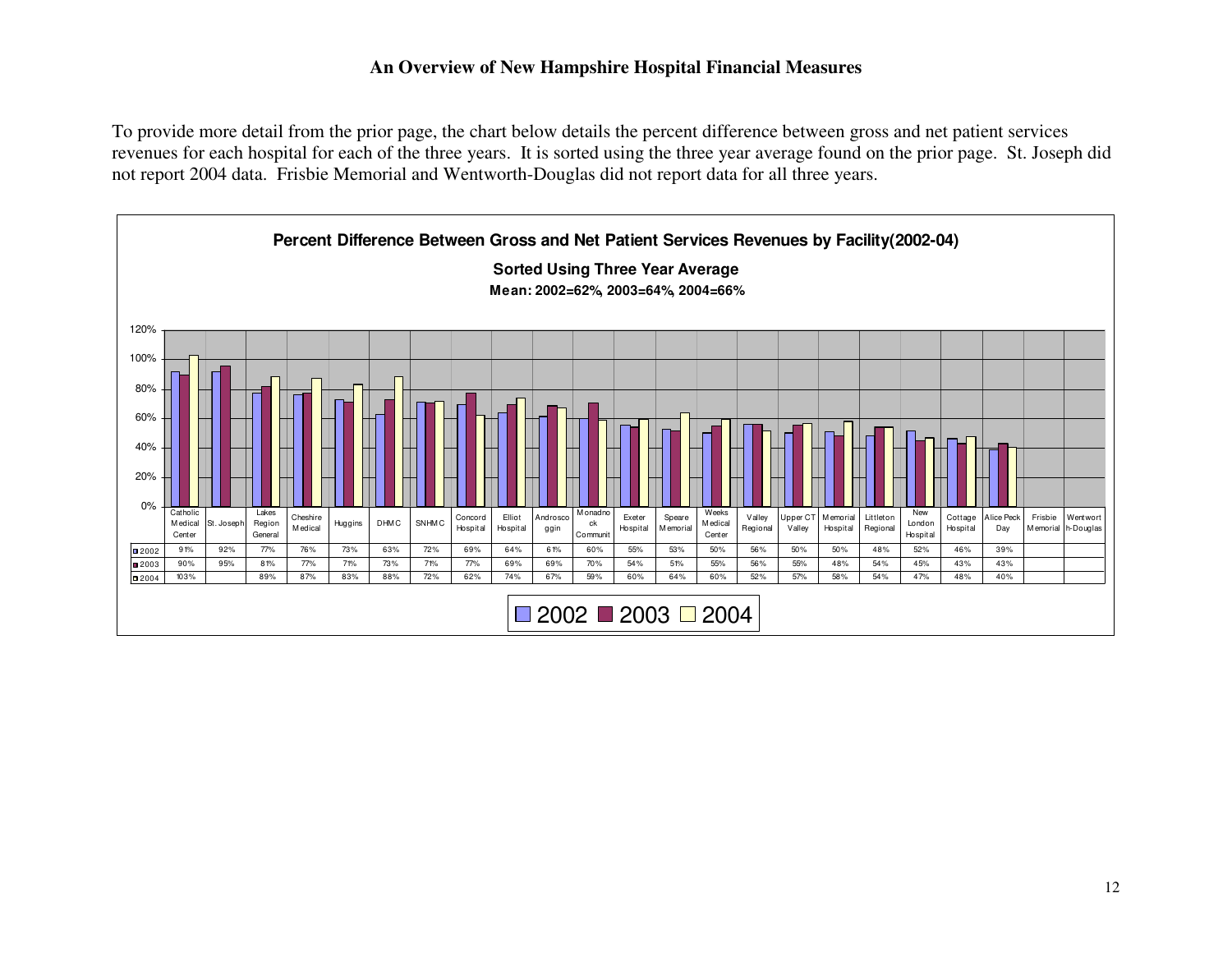**An Overview of New Hampshire Hospital Financial Measures**

To provide more detail from the prior page, the chart below details the percent difference between gross and net patient services revenues for each hospital for each of the three years. It is sorted using the three year average found on the prior page. St. Joseph did not report 2004 data. Frisbie Memorial and Wentworth-Douglas did not report data for all three years.

**Percent Difference Between Gross and Net Patient Services Revenues by Facility(2002-04)**

**Sorted Using Three Year Average**

**Mean: 2002=62%, 2003=64%, 2004=66%**

| | Catholic Medical Center | St. Joseph | Lakes Region General | Cheshire Medical | Huggins | DHMC | SNHMC | Concord Hospital | Elliot Hospital | Androscoggin | Monadnock Communit | Exeter Hospital | Speare Memorial | Weeks Medical Center | Valley Regional | Upper CT Valley | Memorial Hospital | Littleton Regional | New London Hospital | Cottage Hospital | Alice Peck Day | Frisbie Memorial | Wentworth-Douglas |
|---|---|---|---|---|---|---|---|---|---|---|---|---|---|---|---|---|---|---|---|---|---|---|---|
| 2002 | 91% | 92% | 77% | 76% | 73% | 63% | 72% | 69% | 64% | 61% | 60% | 55% | 53% | 50% | 56% | 50% | 50% | 48% | 52% | 46% | 39% | | |
| 2003 | 90% | 95% | 81% | 77% | 71% | 73% | 71% | 77% | 69% | 69% | 70% | 54% | 51% | 55% | 56% | 55% | 48% | 54% | 45% | 43% | 43% | | |
| 2004 | 103% | | 89% | 87% | 83% | 88% | 72% | 62% | 74% | 67% | 59% | 60% | 64% | 60% | 52% | 57% | 58% | 54% | 47% | 48% | 40% | | |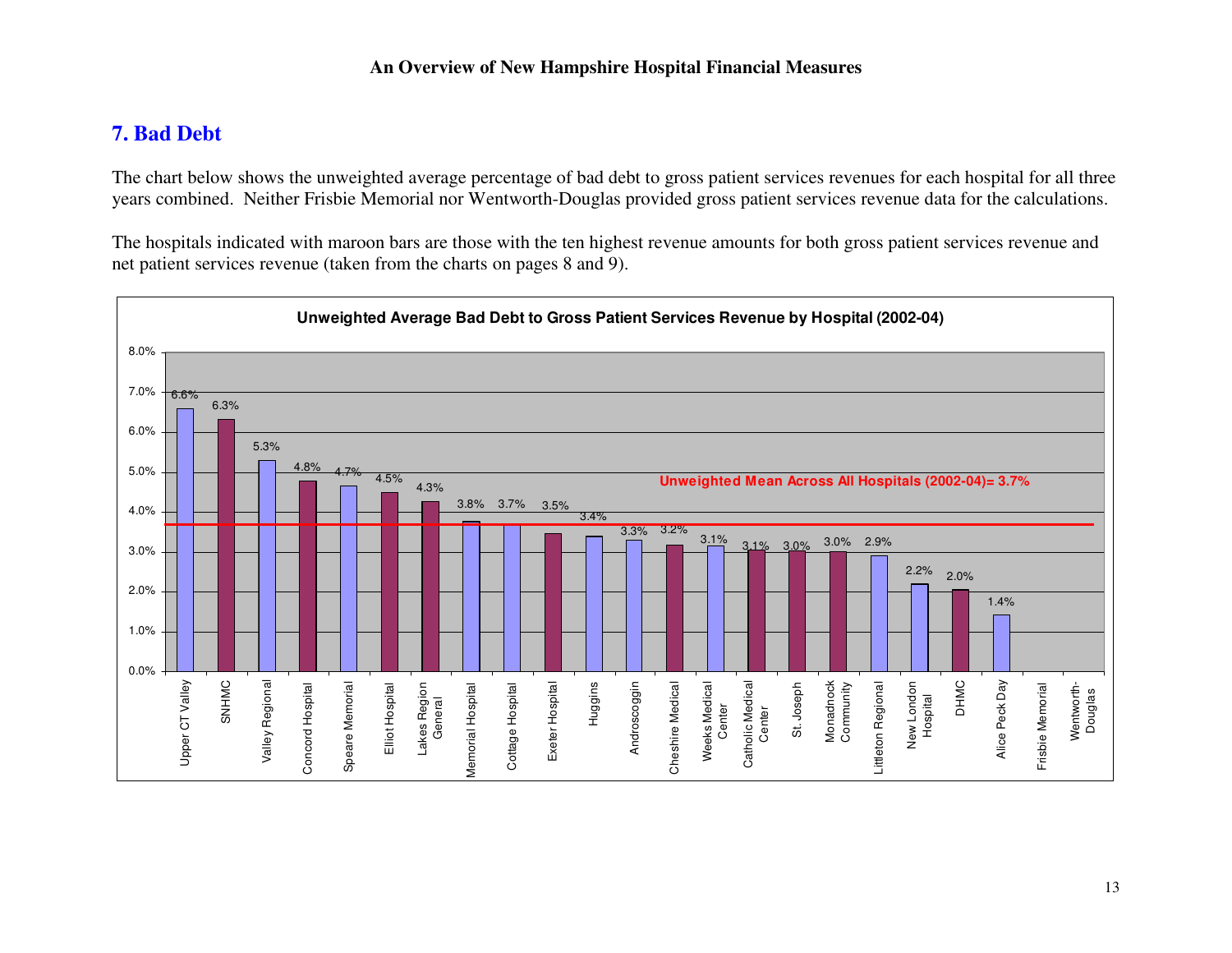## 7. Bad Debt

The chart below shows the unweighted average percentage of bad debt to gross patient services revenues for each hospital for all three years combined. Neither Frisbie Memorial nor Wentworth-Douglas provided gross patient services revenue data for the calculations.

The hospitals indicated with maroon bars are those with the ten highest revenue amounts for both gross patient services revenue and net patient services revenue (taken from the charts on pages 8 and 9).

**Unweighted Average Bad Debt to Gross Patient Services Revenue by Hospital (2002-04)**

| Hospital | Unweighted Average Bad Debt to Gross Patient Services Revenue |
|---|---|
| Upper CT Valley | 6.6% |
| SNHMC | 6.3% |
| Valley Regional | 5.3% |
| Concord Hospital | 4.8% |
| Speare Memorial | 4.7% |
| Elliot Hospital | 4.5% |
| Lakes Region General | 4.3% |
| Memorial Hospital | 3.8% |
| Cottage Hospital | 3.7% |
| Exeter Hospital | 3.5% |
| Huggins | 3.4% |
| Androscoggin | 3.3% |
| Cheshire Medical | 3.2% |
| Weeks Medical Center | 3.1% |
| Catholic Medical Center | 3.1% |
| St. Joseph | 3.0% |
| Monadnock Community | 3.0% |
| Littleton Regional | 2.9% |
| New London Hospital | 2.2% |
| DHMC | 2.0% |
| Alice Peck Day | 1.4% |
| Frisbie Memorial | |
| Wentworth-Douglas | |

Unweighted Mean Across All Hospitals (2002-04)= 3.7%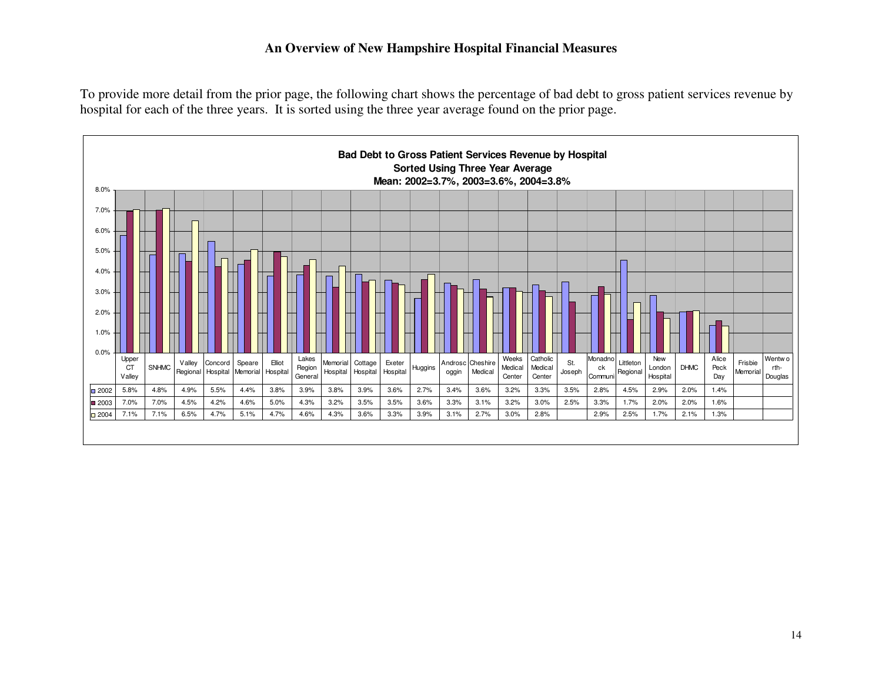## An Overview of New Hampshire Hospital Financial Measures

To provide more detail from the prior page, the following chart shows the percentage of bad debt to gross patient services revenue by hospital for each of the three years. It is sorted using the three year average found on the prior page.

**Bad Debt to Gross Patient Services Revenue by Hospital**
**Sorted Using Three Year Average**
**Mean: 2002=3.7%, 2003=3.6%, 2004=3.8%**

| | Upper CT Valley | SNHMC | Valley Regional | Concord Hospital | Speare Memorial | Elliot Hospital | Lakes Region General | Memorial Hospital | Cottage Hospital | Exeter Hospital | Huggins | Androscoggin | Cheshire Medical | Weeks Medical Center | Catholic Medical Center | St. Joseph | Monadnock Communi | Littleton Regional | New London Hospital | DHMC | Alice Peck Day | Frisbie Memorial | Wentworth-Douglas |
|---|---|---|---|---|---|---|---|---|---|---|---|---|---|---|---|---|---|---|---|---|---|---|---|
| 2002 | 5.8% | 4.8% | 4.9% | 5.5% | 4.4% | 3.8% | 3.9% | 3.8% | 3.9% | 3.6% | 2.7% | 3.4% | 3.6% | 3.2% | 3.3% | 3.5% | 2.8% | 4.5% | 2.9% | 2.0% | 1.4% | | |
| 2003 | 7.0% | 7.0% | 4.5% | 4.2% | 4.6% | 5.0% | 4.3% | 3.2% | 3.5% | 3.5% | 3.6% | 3.3% | 3.1% | 3.2% | 3.0% | 2.5% | 3.3% | 1.7% | 2.0% | 2.0% | 1.6% | | |
| 2004 | 7.1% | 7.1% | 6.5% | 4.7% | 5.1% | 4.7% | 4.6% | 4.3% | 3.6% | 3.3% | 3.9% | 3.1% | 2.7% | 3.0% | 2.8% | | 2.9% | 2.5% | 1.7% | 2.1% | 1.3% | | |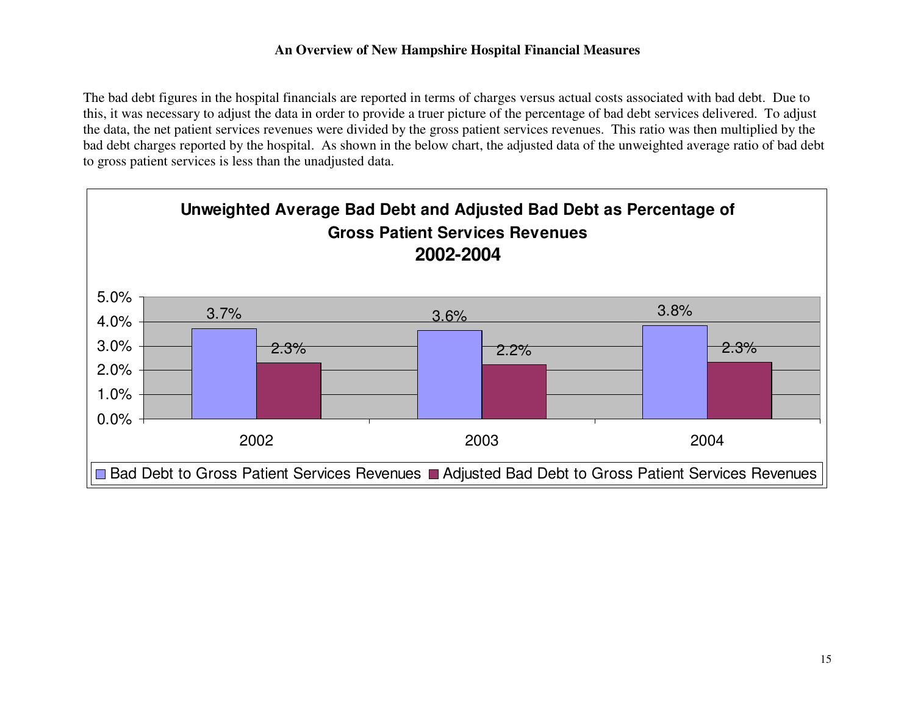The bad debt figures in the hospital financials are reported in terms of charges versus actual costs associated with bad debt. Due to this, it was necessary to adjust the data in order to provide a truer picture of the percentage of bad debt services delivered. To adjust the data, the net patient services revenues were divided by the gross patient services revenues. This ratio was then multiplied by the bad debt charges reported by the hospital. As shown in the below chart, the adjusted data of the unweighted average ratio of bad debt to gross patient services is less than the unadjusted data.

**Unweighted Average Bad Debt and Adjusted Bad Debt as Percentage of Gross Patient Services Revenues 2002-2004**

| Year | Bad Debt to Gross Patient Services Revenues | Adjusted Bad Debt to Gross Patient Services Revenues |
| --- | --- | --- |
| 2002 | 3.7% | 2.3% |
| 2003 | 3.6% | 2.2% |
| 2004 | 3.8% | 2.3% |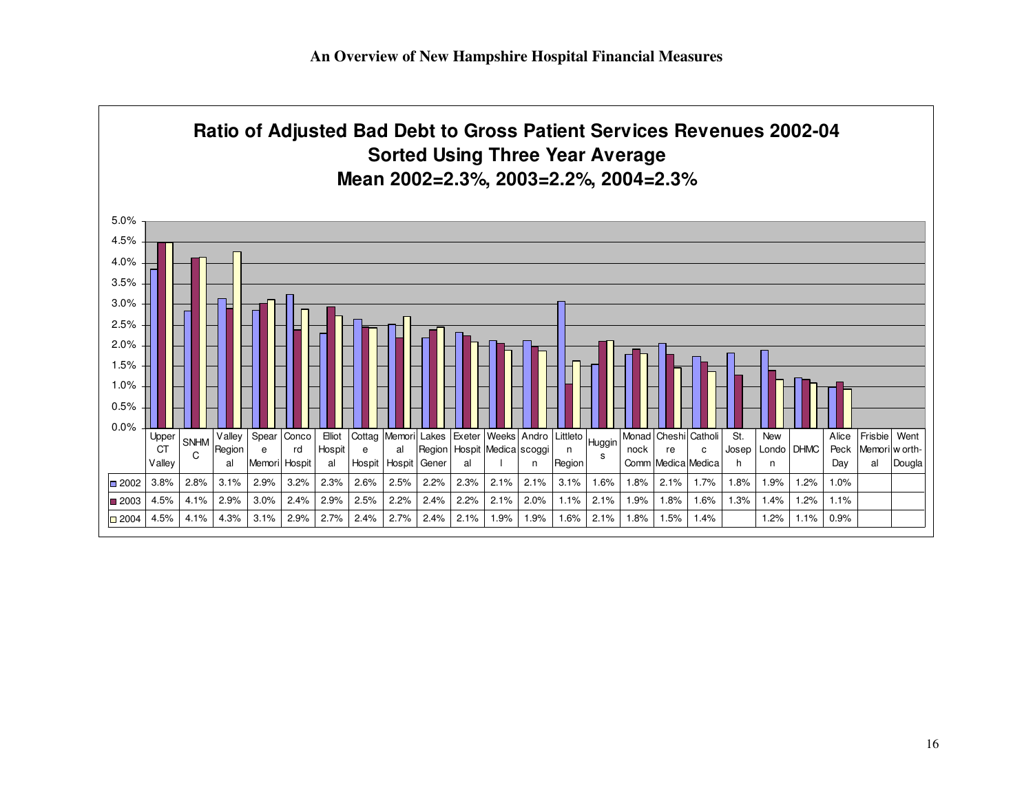## An Overview of New Hampshire Hospital Financial Measures

### Ratio of Adjusted Bad Debt to Gross Patient Services Revenues 2002-04
### Sorted Using Three Year Average
### Mean 2002=2.3%, 2003=2.2%, 2004=2.3%

| | Upper CT Valley | SNHMC | Valley Regional | Speare Memori | Concord Hospit | Elliot Hospital | Cottage Hospit | Memorial Hospit | Lakes Region Gener | Exeter Hospital | Weeks Medical | Androscoggin | Littleton Region | Huggins | Monadnock Comm | Cheshire Medica | Catholic Medica | St. Joseph | New London | DHMC | Alice Peck Day | Frisbie Memorial | Wentworth-Dougla |
|---|---|---|---|---|---|---|---|---|---|---|---|---|---|---|---|---|---|---|---|---|---|---|---|
| 2002 | 3.8% | 2.8% | 3.1% | 2.9% | 3.2% | 2.3% | 2.6% | 2.5% | 2.2% | 2.3% | 2.1% | 2.1% | 3.1% | 1.6% | 1.8% | 2.1% | 1.7% | 1.8% | 1.9% | 1.2% | 1.0% | | |
| 2003 | 4.5% | 4.1% | 2.9% | 3.0% | 2.4% | 2.9% | 2.5% | 2.2% | 2.4% | 2.2% | 2.1% | 2.0% | 1.1% | 2.1% | 1.9% | 1.8% | 1.6% | 1.3% | 1.4% | 1.2% | 1.1% | | |
| 2004 | 4.5% | 4.1% | 4.3% | 3.1% | 2.9% | 2.7% | 2.4% | 2.7% | 2.4% | 2.1% | 1.9% | 1.9% | 1.6% | 2.1% | 1.8% | 1.5% | 1.4% | | 1.2% | 1.1% | 0.9% | | |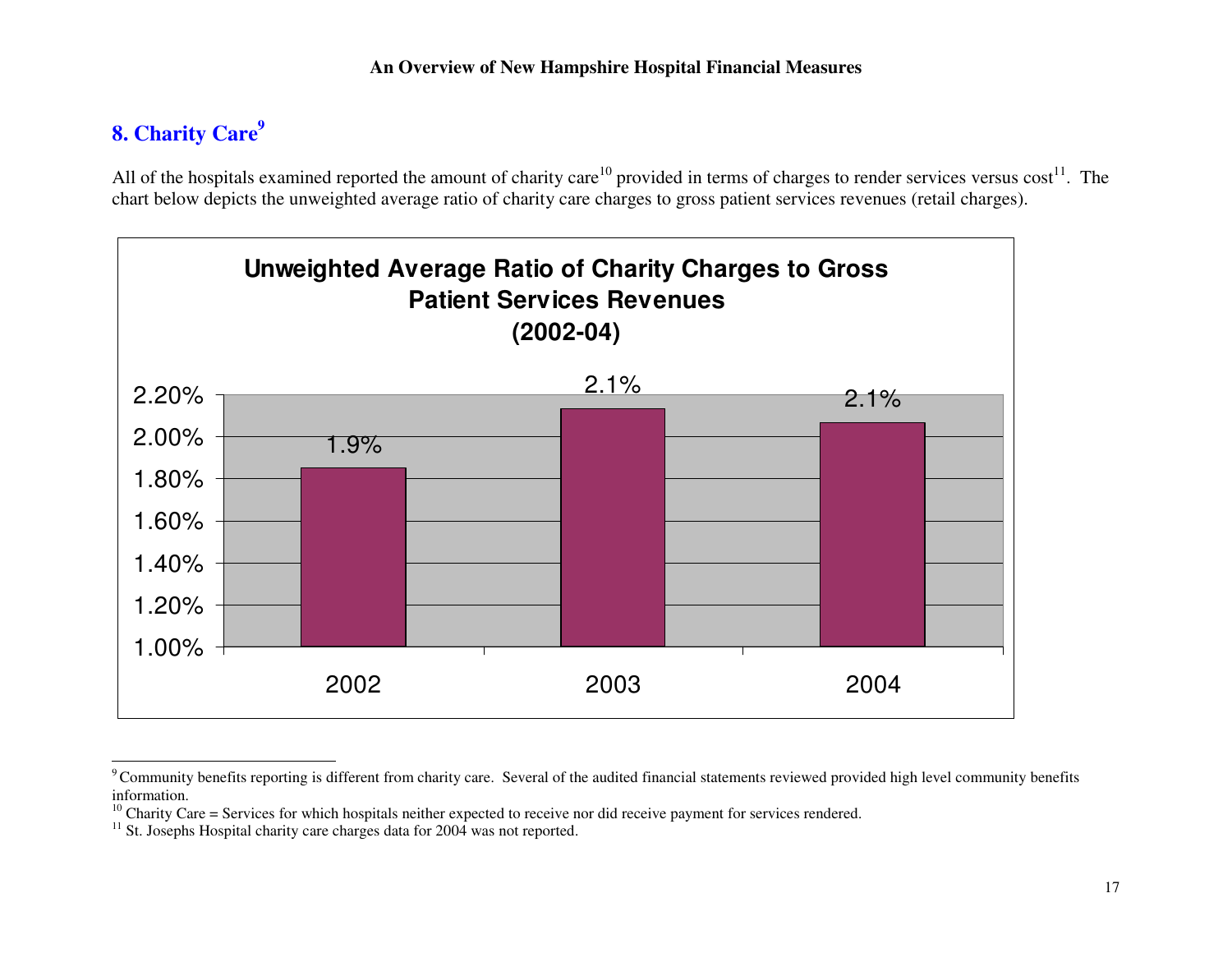## 8. Charity Care[9]

All of the hospitals examined reported the amount of charity care[10] provided in terms of charges to render services versus cost[11]. The chart below depicts the unweighted average ratio of charity care charges to gross patient services revenues (retail charges).

**Unweighted Average Ratio of Charity Charges to Gross Patient Services Revenues (2002-04)**

| Year | Ratio |
|---|---|
| 2002 | 1.9% |
| 2003 | 2.1% |
| 2004 | 2.1% |

---

[9] Community benefits reporting is different from charity care. Several of the audited financial statements reviewed provided high level community benefits information.

[10] Charity Care = Services for which hospitals neither expected to receive nor did receive payment for services rendered.

[11] St. Josephs Hospital charity care charges data for 2004 was not reported.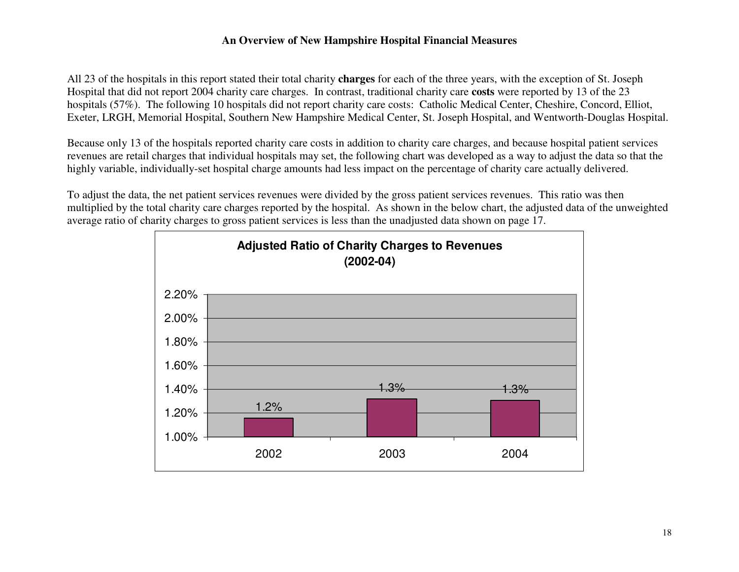All 23 of the hospitals in this report stated their total charity **charges** for each of the three years, with the exception of St. Joseph Hospital that did not report 2004 charity care charges. In contrast, traditional charity care **costs** were reported by 13 of the 23 hospitals (57%). The following 10 hospitals did not report charity care costs: Catholic Medical Center, Cheshire, Concord, Elliot, Exeter, LRGH, Memorial Hospital, Southern New Hampshire Medical Center, St. Joseph Hospital, and Wentworth-Douglas Hospital.

Because only 13 of the hospitals reported charity care costs in addition to charity care charges, and because hospital patient services revenues are retail charges that individual hospitals may set, the following chart was developed as a way to adjust the data so that the highly variable, individually-set hospital charge amounts had less impact on the percentage of charity care actually delivered.

To adjust the data, the net patient services revenues were divided by the gross patient services revenues. This ratio was then multiplied by the total charity care charges reported by the hospital. As shown in the below chart, the adjusted data of the unweighted average ratio of charity charges to gross patient services is less than the unadjusted data shown on page 17.

**Adjusted Ratio of Charity Charges to Revenues (2002-04)**

| Year | Ratio |
|---|---|
| 2002 | 1.2% |
| 2003 | 1.3% |
| 2004 | 1.3% |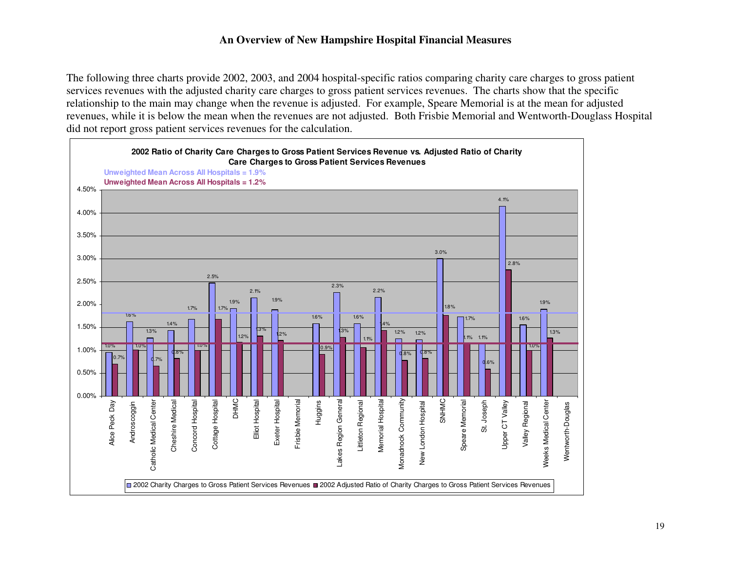## An Overview of New Hampshire Hospital Financial Measures

The following three charts provide 2002, 2003, and 2004 hospital-specific ratios comparing charity care charges to gross patient services revenues with the adjusted charity care charges to gross patient services revenues. The charts show that the specific relationship to the main may change when the revenue is adjusted. For example, Speare Memorial is at the mean for adjusted revenues, while it is below the mean when the revenues are not adjusted. Both Frisbie Memorial and Wentworth-Douglass Hospital did not report gross patient services revenues for the calculation.

**2002 Ratio of Charity Care Charges to Gross Patient Services Revenue vs. Adjusted Ratio of Charity Care Charges to Gross Patient Services Revenues**

Unweighted Mean Across All Hospitals = 1.9%

Unweighted Mean Across All Hospitals = 1.2%

| Hospital | 2002 Charity Charges to Gross Patient Services Revenues | 2002 Adjusted Ratio of Charity Charges to Gross Patient Services Revenues |
|---|---|---|
| Alice Peck Day | 1.0% | 0.7% |
| Androscoggin | 1.6% | 1.0% |
| Catholic Medical Center | 1.3% | 0.7% |
| Cheshire Medical | 1.4% | 0.8% |
| Concord Hospital | 1.7% | 1.0% |
| Cottage Hospital | 2.5% | 1.7% |
| DHMC | 1.9% | 1.2% |
| Elliot Hospital | 2.1% | 1.3% |
| Exeter Hospital | 1.9% | 1.2% |
| Frisbie Memorial | | |
| Huggins | 1.6% | 0.9% |
| Lakes Region General | 2.3% | 1.3% |
| Littleton Regional | 1.6% | 1.1% |
| Memorial Hospital | 2.2% | 1.4% |
| Monadnock Community | 1.2% | 0.8% |
| New London Hospital | 1.2% | 0.8% |
| SNHMC | 3.0% | 1.8% |
| Speare Memorial | 1.7% | 1.1% |
| St. Joseph | 1.1% | 0.6% |
| Upper CT Valley | 4.1% | 2.8% |
| Valley Regional | 1.6% | 1.0% |
| Weeks Medical Center | 1.9% | 1.3% |
| Wentworth-Douglas | | |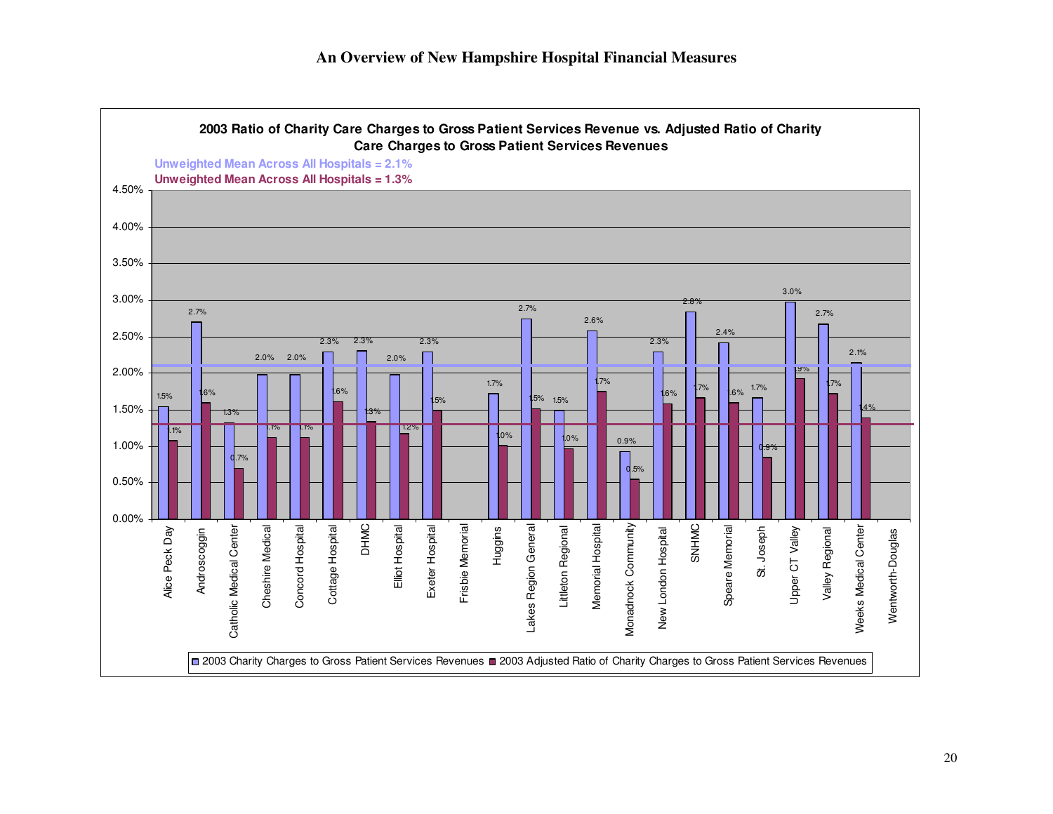## An Overview of New Hampshire Hospital Financial Measures

**2003 Ratio of Charity Care Charges to Gross Patient Services Revenue vs. Adjusted Ratio of Charity Care Charges to Gross Patient Services Revenues**

Unweighted Mean Across All Hospitals = 2.1%

Unweighted Mean Across All Hospitals = 1.3%

| Hospital | 2003 Charity Charges to Gross Patient Services Revenues | 2003 Adjusted Ratio of Charity Charges to Gross Patient Services Revenues |
|---|---|---|
| Alice Peck Day | 1.5% | 1.1% |
| Androscoggin | 2.7% | 1.6% |
| Catholic Medical Center | 1.3% | 0.7% |
| Cheshire Medical | 2.0% | 1.1% |
| Concord Hospital | 2.0% | 1.1% |
| Cottage Hospital | 2.3% | 1.6% |
| DHMC | 2.3% | 1.3% |
| Elliot Hospital | 2.0% | 1.2% |
| Exeter Hospital | 2.3% | 1.5% |
| Frisbie Memorial | | |
| Huggins | 1.7% | 1.0% |
| Lakes Region General | 2.7% | 1.5% |
| Littleton Regional | 1.5% | 1.0% |
| Memorial Hospital | 2.6% | 1.7% |
| Monadnock Community | 0.9% | 0.5% |
| New London Hospital | 2.3% | 1.6% |
| SNHMC | 2.8% | 1.7% |
| Speare Memorial | 2.4% | 1.6% |
| St. Joseph | 1.7% | 0.9% |
| Upper CT Valley | 3.0% | 1.9% |
| Valley Regional | 2.7% | 1.7% |
| Weeks Medical Center | 2.1% | 1.4% |
| Wentworth-Douglas | | |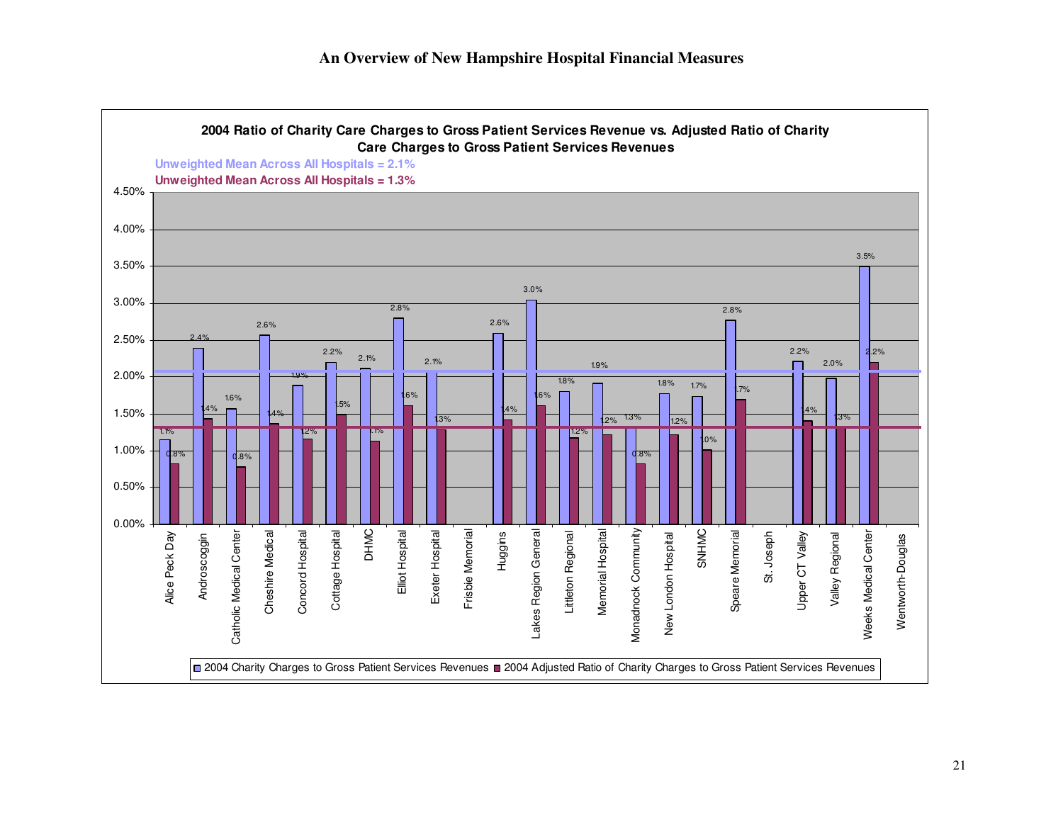# An Overview of New Hampshire Hospital Financial Measures

**2004 Ratio of Charity Care Charges to Gross Patient Services Revenue vs. Adjusted Ratio of Charity Care Charges to Gross Patient Services Revenues**

Unweighted Mean Across All Hospitals = 2.1%

Unweighted Mean Across All Hospitals = 1.3%

| Hospital | 2004 Charity Charges to Gross Patient Services Revenues | 2004 Adjusted Ratio of Charity Charges to Gross Patient Services Revenues |
|---|---|---|
| Alice Peck Day | 1.1% | 0.8% |
| Androscoggin | 2.4% | 1.4% |
| Catholic Medical Center | 1.6% | 0.8% |
| Cheshire Medical | 2.6% | 1.4% |
| Concord Hospital | 1.9% | 1.2% |
| Cottage Hospital | 2.2% | 1.5% |
| DHMC | 2.1% | 1.1% |
| Elliot Hospital | 2.8% | 1.6% |
| Exeter Hospital | 2.1% | 1.3% |
| Frisbie Memorial | | |
| Huggins | 2.6% | 1.4% |
| Lakes Region General | 3.0% | 1.6% |
| Littleton Regional | 1.8% | 1.2% |
| Memorial Hospital | 1.9% | 1.2% |
| Monadnock Community | 1.3% | 0.8% |
| New London Hospital | 1.8% | 1.2% |
| SNHMC | 1.7% | 1.0% |
| Speare Memorial | 2.8% | 1.7% |
| St. Joseph | | |
| Upper CT Valley | 2.2% | 1.4% |
| Valley Regional | 2.0% | 1.3% |
| Weeks Medical Center | 3.5% | 2.2% |
| Wentworth-Douglas | | |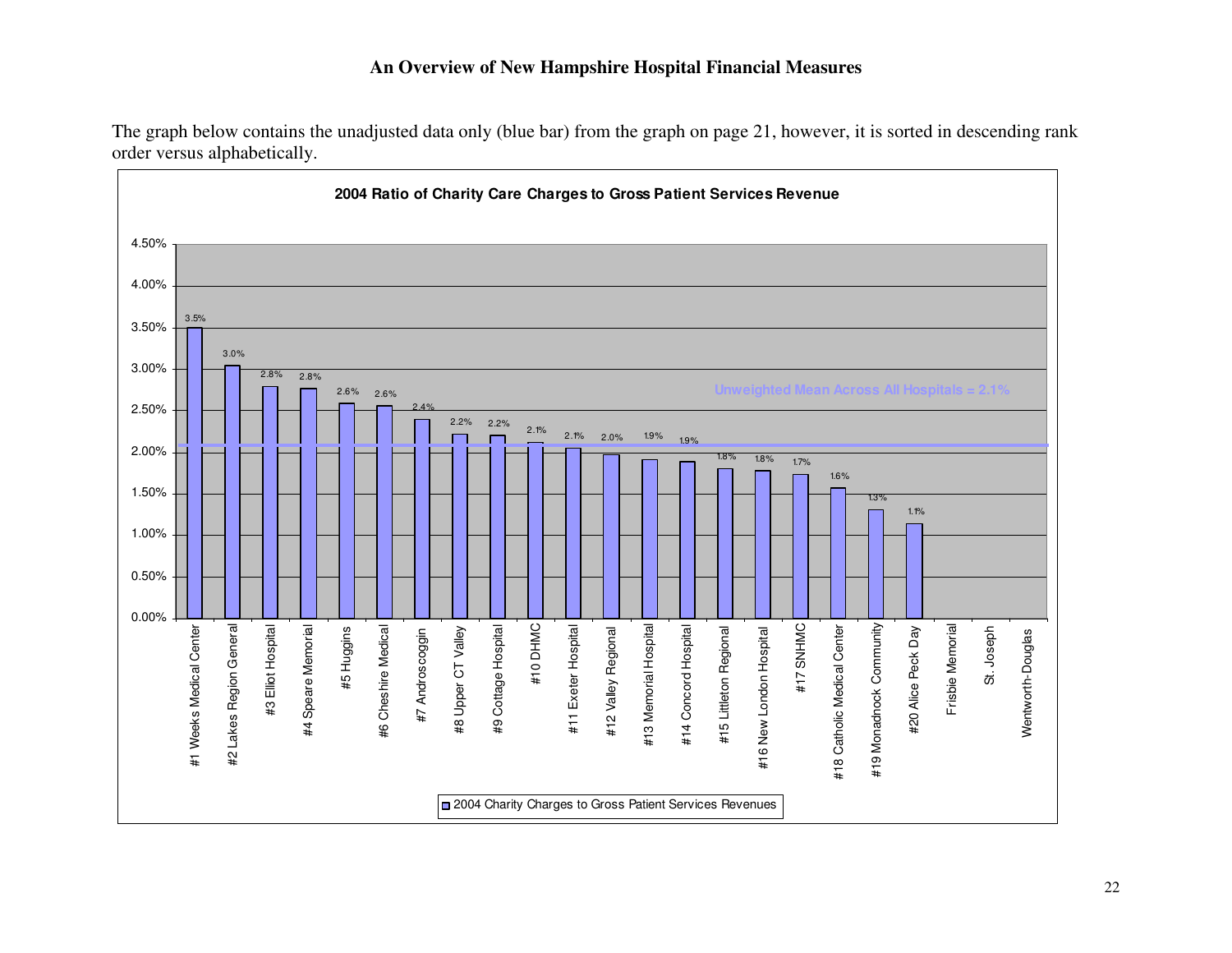**An Overview of New Hampshire Hospital Financial Measures**

The graph below contains the unadjusted data only (blue bar) from the graph on page 21, however, it is sorted in descending rank order versus alphabetically.

**2004 Ratio of Charity Care Charges to Gross Patient Services Revenue**

| Hospital | 2004 Charity Charges to Gross Patient Services Revenues |
|---|---|
| #1 Weeks Medical Center | 3.5% |
| #2 Lakes Region General | 3.0% |
| #3 Elliot Hospital | 2.8% |
| #4 Speare Memorial | 2.8% |
| #5 Huggins | 2.6% |
| #6 Cheshire Medical | 2.6% |
| #7 Androscoggin | 2.4% |
| #8 Upper CT Valley | 2.2% |
| #9 Cottage Hospital | 2.2% |
| #10 DHMC | 2.1% |
| #11 Exeter Hospital | 2.1% |
| #12 Valley Regional | 2.0% |
| #13 Memorial Hospital | 1.9% |
| #14 Concord Hospital | 1.9% |
| #15 Littleton Regional | 1.8% |
| #16 New London Hospital | 1.8% |
| #17 SNHMC | 1.7% |
| #18 Catholic Medical Center | 1.6% |
| #19 Monadnock Community | 1.3% |
| #20 Alice Peck Day | 1.1% |
| Frisbie Memorial | |
| St. Joseph | |
| Wentworth-Douglas | |

Unweighted Mean Across All Hospitals = 2.1%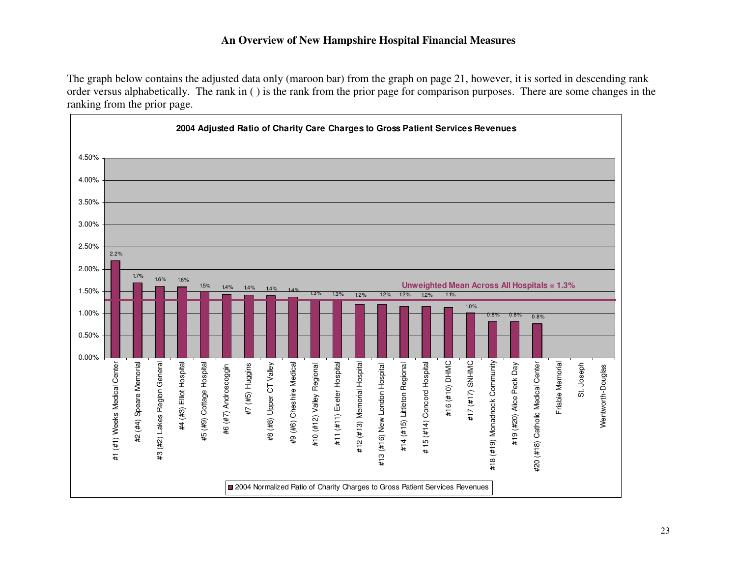# An Overview of New Hampshire Hospital Financial Measures

The graph below contains the adjusted data only (maroon bar) from the graph on page 21, however, it is sorted in descending rank order versus alphabetically. The rank in ( ) is the rank from the prior page for comparison purposes. There are some changes in the ranking from the prior page.

**2004 Adjusted Ratio of Charity Care Charges to Gross Patient Services Revenues**

Unweighted Mean Across All Hospitals = 1.3%

| Hospital | 2004 Normalized Ratio of Charity Charges to Gross Patient Services Revenues |
| --- | --- |
| #1 (#1) Weeks Medical Center | 2.2% |
| #2 (#4) Speare Memorial | 1.7% |
| #3 (#2) Lakes Region General | 1.6% |
| #4 (#3) Elliot Hospital | 1.6% |
| #5 (#9) Cottage Hospital | 1.5% |
| #6 (#7) Androscoggin | 1.4% |
| #7 (#5) Huggins | 1.4% |
| #8 (#8) Upper CT Valley | 1.4% |
| #9 (#6) Cheshire Medical | 1.4% |
| #10 (#12) Valley Regional | 1.3% |
| #11 (#11) Exeter Hospital | 1.3% |
| #12 (#13) Memorial Hospital | 1.2% |
| #13 (#16) New London Hospital | 1.2% |
| #14 (#15) Littleton Regional | 1.2% |
| # 15 (#14) Concord Hospital | 1.2% |
| #16 (#10) DHMC | 1.1% |
| #17 (#17) SNHMC | 1.0% |
| #18 (#19) Monadnock Community | 0.8% |
| #19 (#20) Alice Peck Day | 0.8% |
| #20 (#18) Catholic Medical Center | 0.8% |
| Frisbie Memorial | |
| St. Joseph | |
| Wentworth-Douglas | |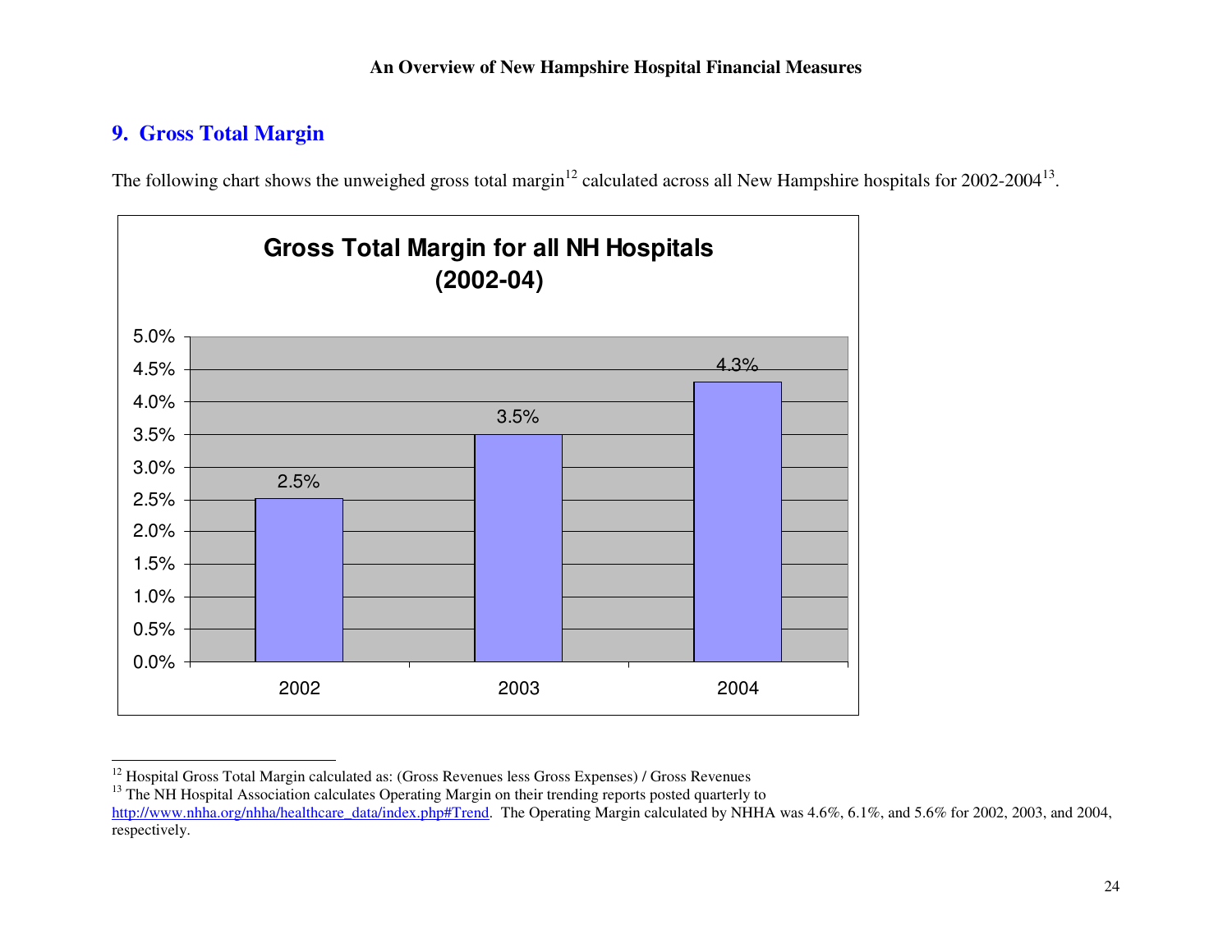## 9. Gross Total Margin

The following chart shows the unweighed gross total margin[12] calculated across all New Hampshire hospitals for 2002-2004[13].

**Gross Total Margin for all NH Hospitals (2002-04)**

| Year | Gross Total Margin |
|---|---|
| 2002 | 2.5% |
| 2003 | 3.5% |
| 2004 | 4.3% |

---

[12] Hospital Gross Total Margin calculated as: (Gross Revenues less Gross Expenses) / Gross Revenues

[13] The NH Hospital Association calculates Operating Margin on their trending reports posted quarterly to http://www.nhha.org/nhha/healthcare_data/index.php#Trend. The Operating Margin calculated by NHHA was 4.6%, 6.1%, and 5.6% for 2002, 2003, and 2004, respectively.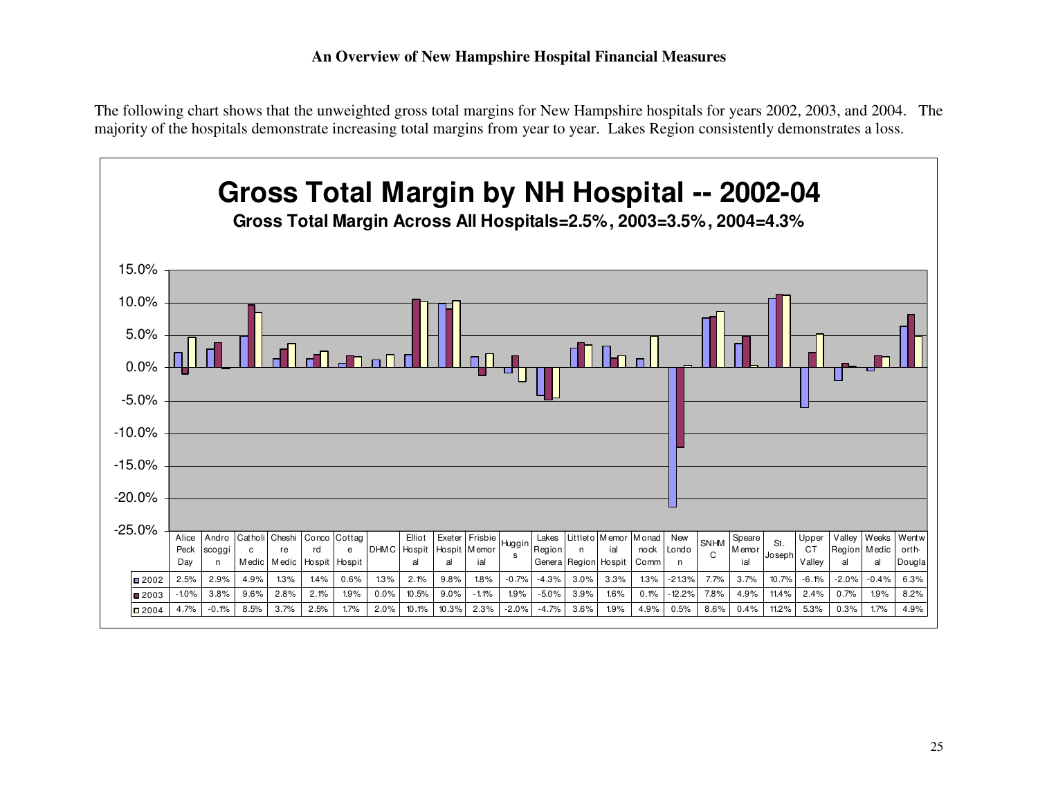# An Overview of New Hampshire Hospital Financial Measures

The following chart shows that the unweighted gross total margins for New Hampshire hospitals for years 2002, 2003, and 2004. The majority of the hospitals demonstrate increasing total margins from year to year. Lakes Region consistently demonstrates a loss.

## Gross Total Margin by NH Hospital -- 2002-04

**Gross Total Margin Across All Hospitals=2.5%, 2003=3.5%, 2004=4.3%**

| | Alice Peck Day | Androscoggin | Catholic Medic | Cheshire Medic | Concord Hospit | Cottage Hospit | DHMC | Elliot Hospital | Exeter Hospital | Frisbie Memorial | Huggins | Lakes Region Genera | Littleton Region | Memorial Hospit | Monadnock Comm | New London | SNHMC | Speare Memorial | St. Joseph | Upper CT Valley | Valley Regional | Weeks Medical | Wentworth-Dougla |
|---|---|---|---|---|---|---|---|---|---|---|---|---|---|---|---|---|---|---|---|---|---|---|---|
| 2002 | 2.5% | 2.9% | 4.9% | 1.3% | 1.4% | 0.6% | 1.3% | 2.1% | 9.8% | 1.8% | -0.7% | -4.3% | 3.0% | 3.3% | 1.3% | -21.3% | 7.7% | 3.7% | 10.7% | -6.1% | -2.0% | -0.4% | 6.3% |
| 2003 | -1.0% | 3.8% | 9.6% | 2.8% | 2.1% | 1.9% | 0.0% | 10.5% | 9.0% | -1.1% | 1.9% | -5.0% | 3.9% | 1.6% | 0.1% | -12.2% | 7.8% | 4.9% | 11.4% | 2.4% | 0.7% | 1.9% | 8.2% |
| 2004 | 4.7% | -0.1% | 8.5% | 3.7% | 2.5% | 1.7% | 2.0% | 10.1% | 10.3% | 2.3% | -2.0% | -4.7% | 3.6% | 1.9% | 4.9% | 0.5% | 8.6% | 0.4% | 11.2% | 5.3% | 0.3% | 1.7% | 4.9% |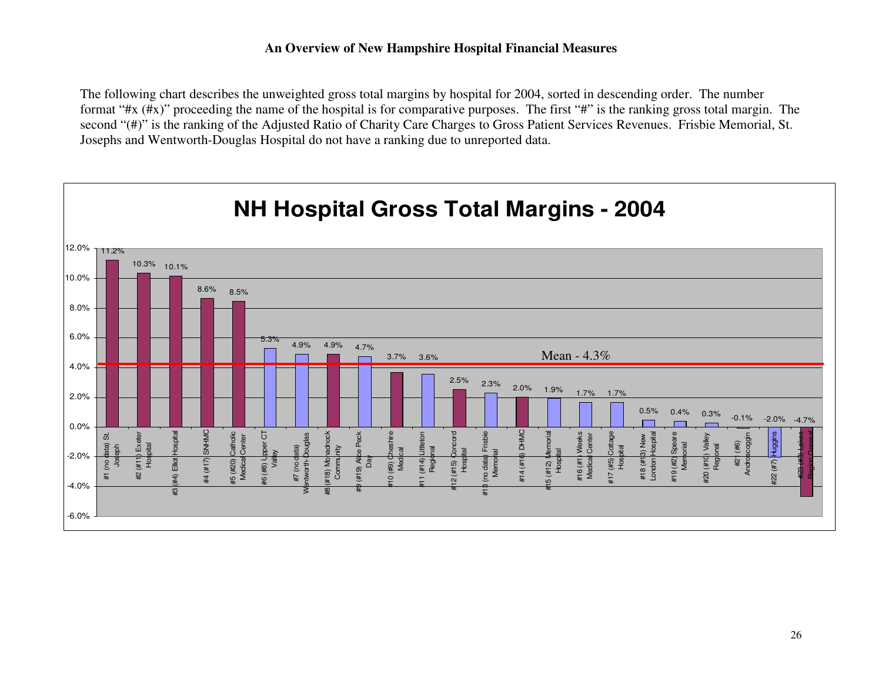**An Overview of New Hampshire Hospital Financial Measures**

The following chart describes the unweighted gross total margins by hospital for 2004, sorted in descending order. The number format "#x (#x)" proceeding the name of the hospital is for comparative purposes. The first "#" is the ranking gross total margin. The second "(#)" is the ranking of the Adjusted Ratio of Charity Care Charges to Gross Patient Services Revenues. Frisbie Memorial, St. Josephs and Wentworth-Douglas Hospital do not have a ranking due to unreported data.

**NH Hospital Gross Total Margins - 2004**

| Hospital | Gross Total Margin |
|---|---|
| #1 (no data) St. Joseph | 11.2% |
| #2 (#11) Exeter Hospital | 10.3% |
| #3 (#4) Elliot Hospital | 10.1% |
| #4 (#17) SNHMC | 8.6% |
| #5 (#20) Catholic Medical Center | 8.5% |
| #6 (#8) Upper CT Valley | 5.3% |
| #7 (no data) Wentworth-Douglas | 4.9% |
| #8 (#18) Monadnock Community | 4.9% |
| #9 (#19) Alice Peck Day | 4.7% |
| #10 (#9) Cheshire Medical | 3.7% |
| #11 (#14) Littleton Regional | 3.6% |
| #12 (#15) Concord Hospital | 2.5% |
| #13 (no data) Frisbie Memorial | 2.3% |
| #14 (#16) DHMC | 2.0% |
| #15 (#12) Memorial Hospital | 1.9% |
| #16 (#1) Weeks Medical Center | 1.7% |
| #17 (#5) Cottage Hospital | 1.7% |
| #18 (#13) New London Hospital | 0.5% |
| #19 (#2) Speare Memorial | 0.4% |
| #20 (#10) Valley Regional | 0.3% |
| #21 (#6) Androscoggin | -0.1% |
| #22 (#7) Huggins | -2.0% |
| #23 (#3) Lakes Region General | -4.7% |

Mean - 4.3%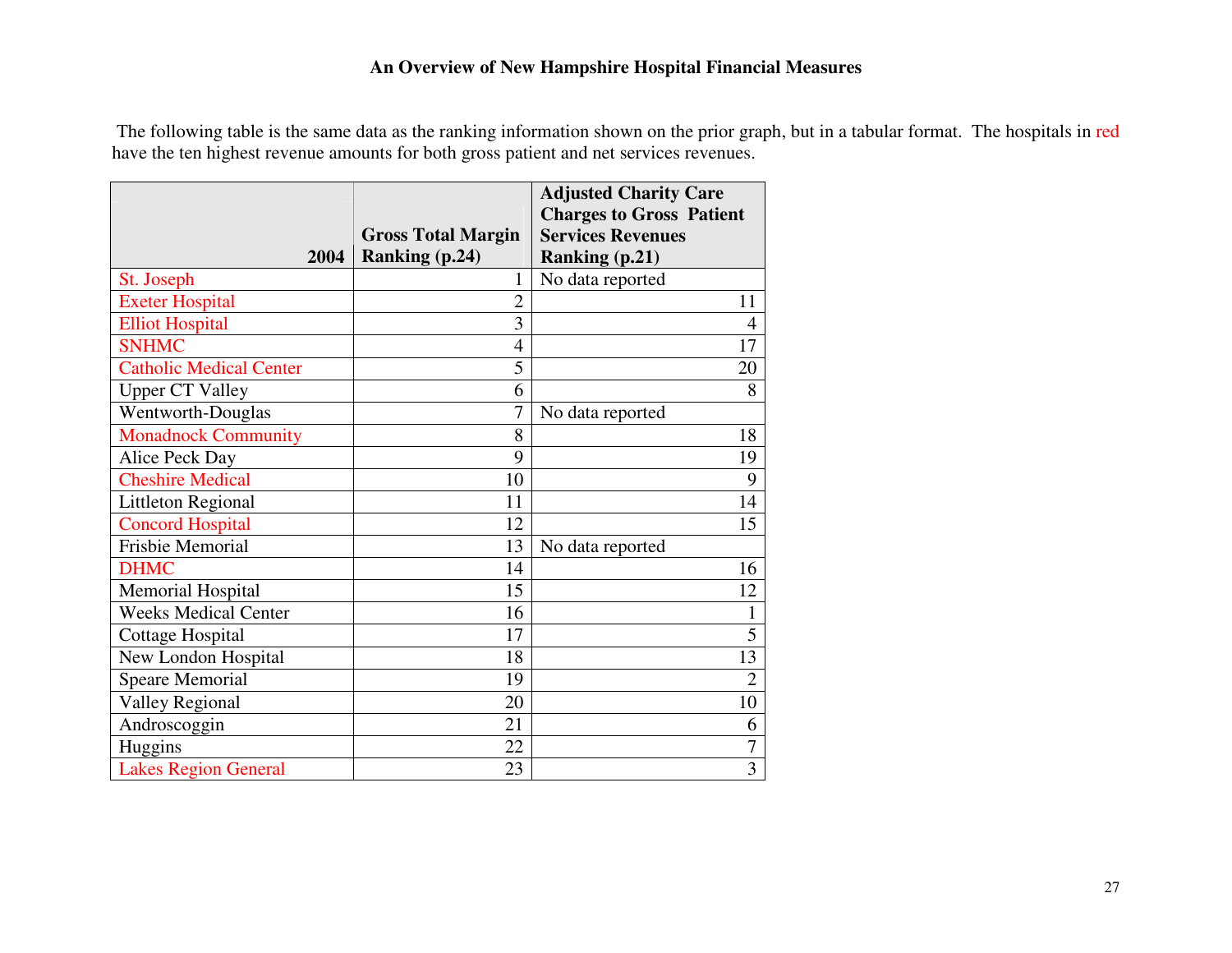## An Overview of New Hampshire Hospital Financial Measures

The following table is the same data as the ranking information shown on the prior graph, but in a tabular format. The hospitals in red have the ten highest revenue amounts for both gross patient and net services revenues.

| 2004 | Gross Total Margin Ranking (p.24) | Adjusted Charity Care Charges to Gross Patient Services Revenues Ranking (p.21) |
|---|---|---|
| St. Joseph | 1 | No data reported |
| Exeter Hospital | 2 | 11 |
| Elliot Hospital | 3 | 4 |
| SNHMC | 4 | 17 |
| Catholic Medical Center | 5 | 20 |
| Upper CT Valley | 6 | 8 |
| Wentworth-Douglas | 7 | No data reported |
| Monadnock Community | 8 | 18 |
| Alice Peck Day | 9 | 19 |
| Cheshire Medical | 10 | 9 |
| Littleton Regional | 11 | 14 |
| Concord Hospital | 12 | 15 |
| Frisbie Memorial | 13 | No data reported |
| DHMC | 14 | 16 |
| Memorial Hospital | 15 | 12 |
| Weeks Medical Center | 16 | 1 |
| Cottage Hospital | 17 | 5 |
| New London Hospital | 18 | 13 |
| Speare Memorial | 19 | 2 |
| Valley Regional | 20 | 10 |
| Androscoggin | 21 | 6 |
| Huggins | 22 | 7 |
| Lakes Region General | 23 | 3 |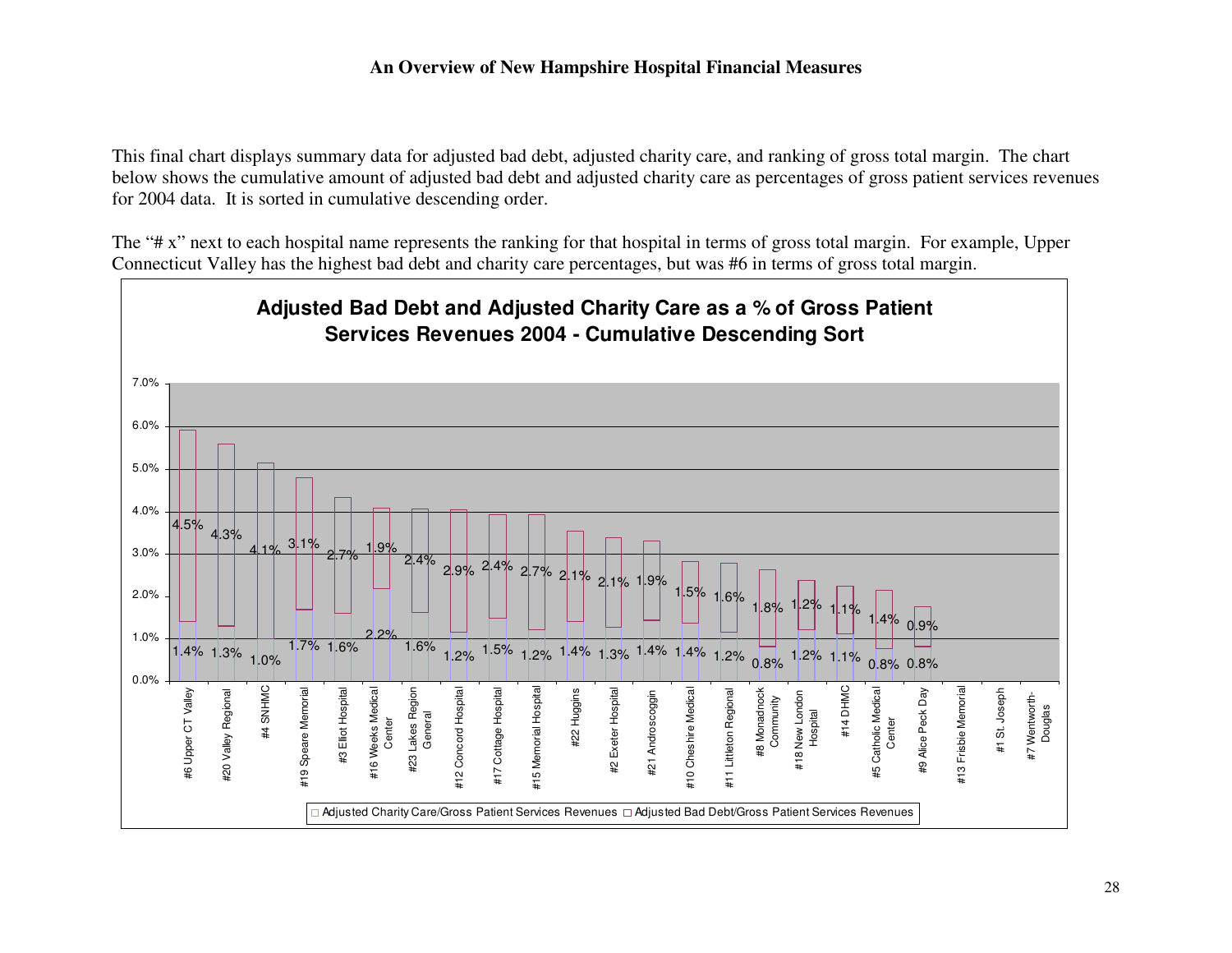This final chart displays summary data for adjusted bad debt, adjusted charity care, and ranking of gross total margin. The chart below shows the cumulative amount of adjusted bad debt and adjusted charity care as percentages of gross patient services revenues for 2004 data. It is sorted in cumulative descending order.

The "# x" next to each hospital name represents the ranking for that hospital in terms of gross total margin. For example, Upper Connecticut Valley has the highest bad debt and charity care percentages, but was #6 in terms of gross total margin.

**Adjusted Bad Debt and Adjusted Charity Care as a % of Gross Patient Services Revenues 2004 - Cumulative Descending Sort**

| Hospital | Adjusted Charity Care/Gross Patient Services Revenues | Adjusted Bad Debt/Gross Patient Services Revenues |
|---|---|---|
| #6 Upper CT Valley | 1.4% | 4.5% |
| #20 Valley Regional | 1.3% | 4.3% |
| #4 SNHMC | 1.0% | 4.1% |
| #19 Speare Memorial | 1.7% | 3.1% |
| #3 Elliot Hospital | 1.6% | 2.7% |
| #16 Weeks Medical Center | 2.2% | 1.9% |
| #23 Lakes Region General | 1.6% | 2.4% |
| #12 Concord Hospital | 1.2% | 2.9% |
| #17 Cottage Hospital | 1.5% | 2.4% |
| #15 Memorial Hospital | 1.2% | 2.7% |
| #22 Huggins | 1.4% | 2.1% |
| #2 Exeter Hospital | 1.3% | 2.1% |
| #21 Androscoggin | 1.4% | 1.9% |
| #10 Cheshire Medical | 1.4% | 1.5% |
| #11 Littleton Regional | 1.2% | 1.6% |
| #8 Monadnock Community | 0.8% | 1.8% |
| #18 New London Hospital | 1.2% | 1.2% |
| #14 DHMC | 1.1% | 1.1% |
| #5 Catholic Medical Center | 0.8% | 1.4% |
| #9 Alice Peck Day | 0.8% | 0.9% |
| #13 Frisbie Memorial | | |
| #1 St. Joseph | | |
| #7 Wentworth-Douglas | | |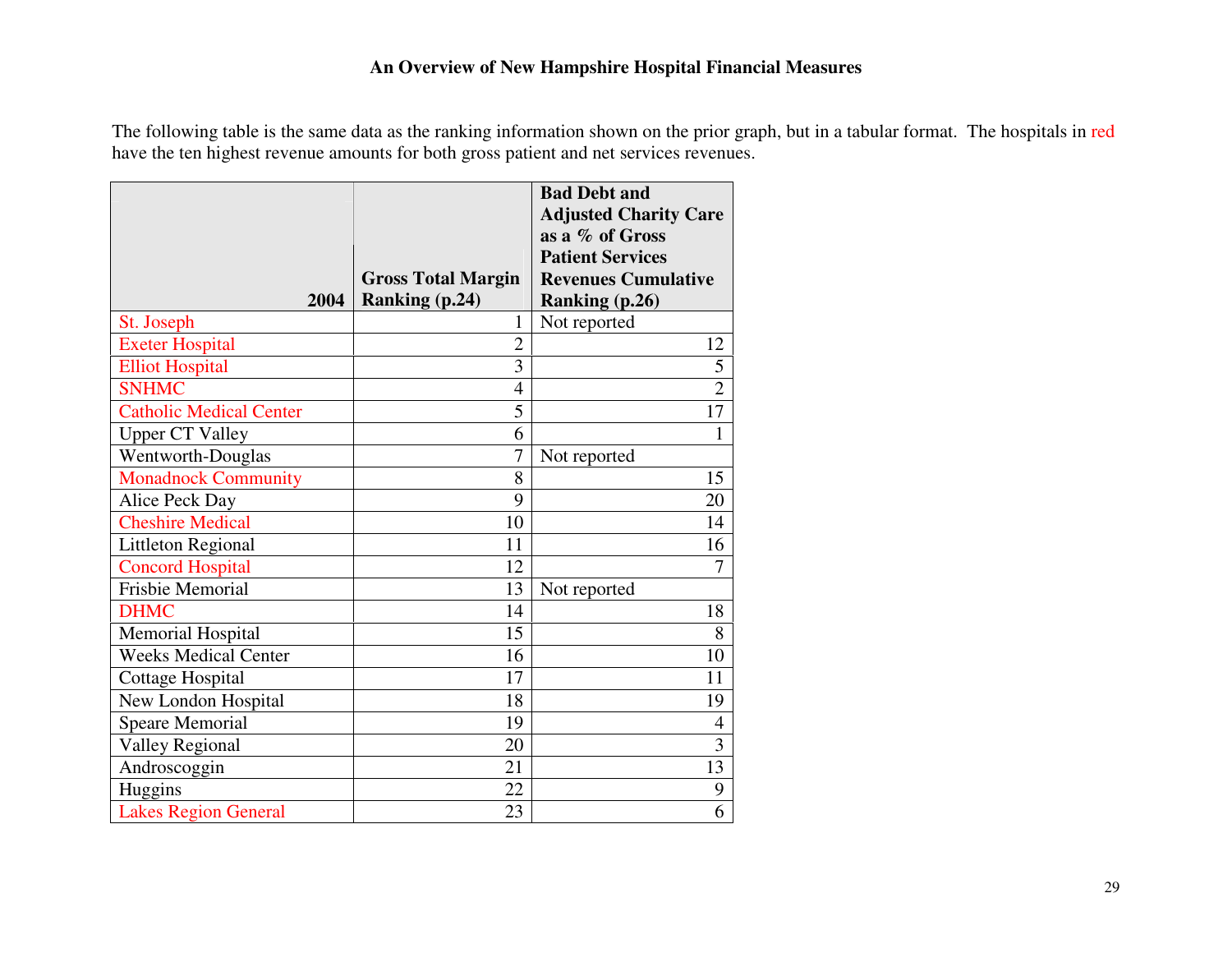# An Overview of New Hampshire Hospital Financial Measures

The following table is the same data as the ranking information shown on the prior graph, but in a tabular format. The hospitals in red have the ten highest revenue amounts for both gross patient and net services revenues.

| 2004 | Gross Total Margin Ranking (p.24) | Bad Debt and Adjusted Charity Care as a % of Gross Patient Services Revenues Cumulative Ranking (p.26) |
|---|---|---|
| St. Joseph | 1 | Not reported |
| Exeter Hospital | 2 | 12 |
| Elliot Hospital | 3 | 5 |
| SNHMC | 4 | 2 |
| Catholic Medical Center | 5 | 17 |
| Upper CT Valley | 6 | 1 |
| Wentworth-Douglas | 7 | Not reported |
| Monadnock Community | 8 | 15 |
| Alice Peck Day | 9 | 20 |
| Cheshire Medical | 10 | 14 |
| Littleton Regional | 11 | 16 |
| Concord Hospital | 12 | 7 |
| Frisbie Memorial | 13 | Not reported |
| DHMC | 14 | 18 |
| Memorial Hospital | 15 | 8 |
| Weeks Medical Center | 16 | 10 |
| Cottage Hospital | 17 | 11 |
| New London Hospital | 18 | 19 |
| Speare Memorial | 19 | 4 |
| Valley Regional | 20 | 3 |
| Androscoggin | 21 | 13 |
| Huggins | 22 | 9 |
| Lakes Region General | 23 | 6 |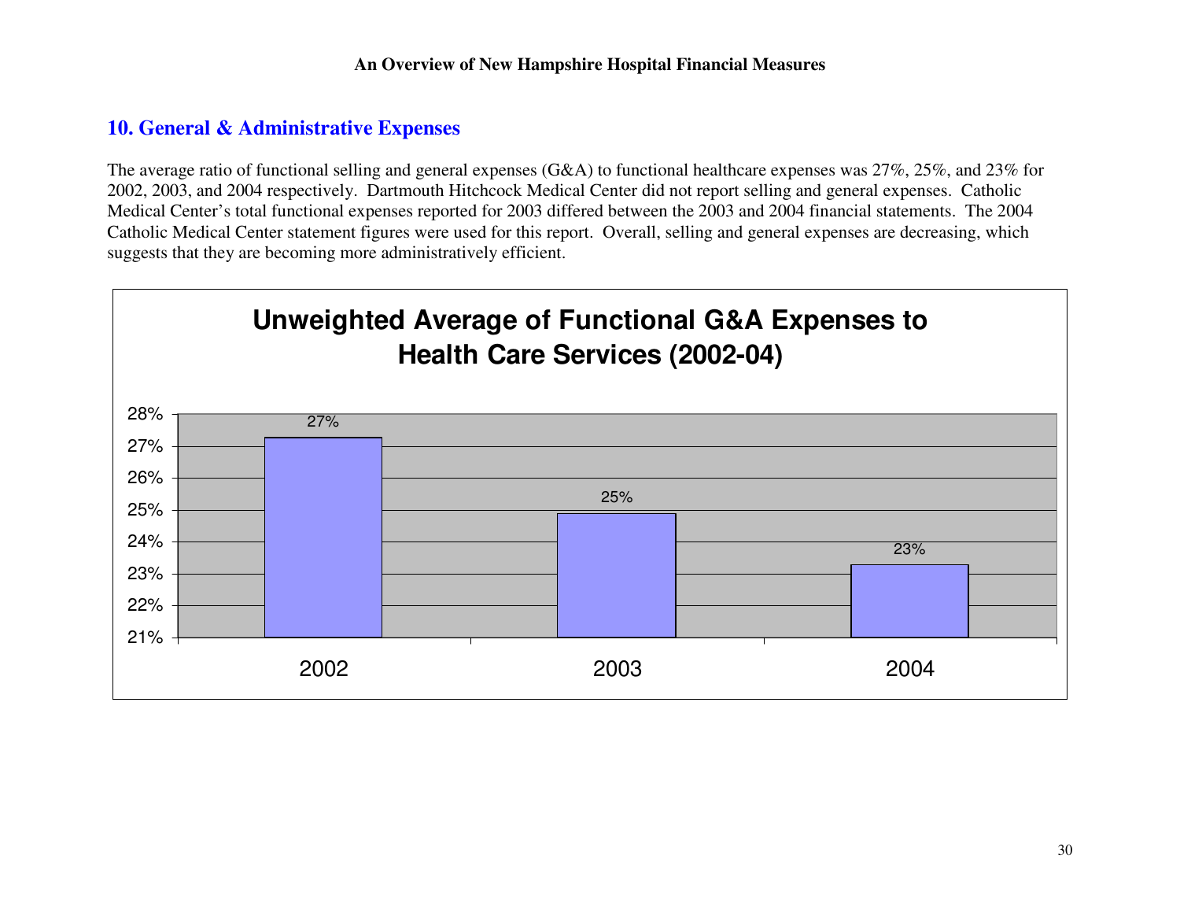## 10. General & Administrative Expenses

The average ratio of functional selling and general expenses (G&A) to functional healthcare expenses was 27%, 25%, and 23% for 2002, 2003, and 2004 respectively. Dartmouth Hitchcock Medical Center did not report selling and general expenses. Catholic Medical Center's total functional expenses reported for 2003 differed between the 2003 and 2004 financial statements. The 2004 Catholic Medical Center statement figures were used for this report. Overall, selling and general expenses are decreasing, which suggests that they are becoming more administratively efficient.

**Unweighted Average of Functional G&A Expenses to Health Care Services (2002-04)**

| Year | Ratio |
|---|---|
| 2002 | 27% |
| 2003 | 25% |
| 2004 | 23% |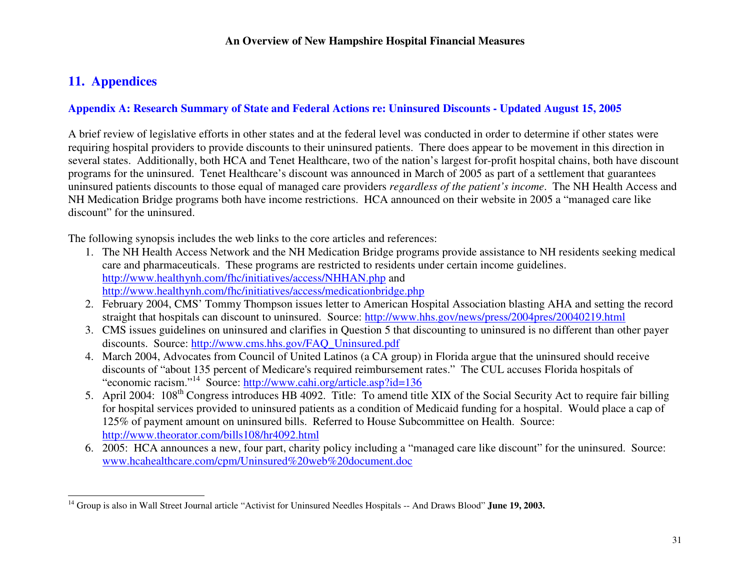## 11. Appendices

### Appendix A: Research Summary of State and Federal Actions re: Uninsured Discounts - Updated August 15, 2005

A brief review of legislative efforts in other states and at the federal level was conducted in order to determine if other states were requiring hospital providers to provide discounts to their uninsured patients. There does appear to be movement in this direction in several states. Additionally, both HCA and Tenet Healthcare, two of the nation's largest for-profit hospital chains, both have discount programs for the uninsured. Tenet Healthcare's discount was announced in March of 2005 as part of a settlement that guarantees uninsured patients discounts to those equal of managed care providers *regardless of the patient's income*. The NH Health Access and NH Medication Bridge programs both have income restrictions. HCA announced on their website in 2005 a "managed care like discount" for the uninsured.

The following synopsis includes the web links to the core articles and references:

1. The NH Health Access Network and the NH Medication Bridge programs provide assistance to NH residents seeking medical care and pharmaceuticals. These programs are restricted to residents under certain income guidelines. http://www.healthynh.com/fhc/initiatives/access/NHHAN.php and http://www.healthynh.com/fhc/initiatives/access/medicationbridge.php
2. February 2004, CMS' Tommy Thompson issues letter to American Hospital Association blasting AHA and setting the record straight that hospitals can discount to uninsured. Source: http://www.hhs.gov/news/press/2004pres/20040219.html
3. CMS issues guidelines on uninsured and clarifies in Question 5 that discounting to uninsured is no different than other payer discounts. Source: http://www.cms.hhs.gov/FAQ_Uninsured.pdf
4. March 2004, Advocates from Council of United Latinos (a CA group) in Florida argue that the uninsured should receive discounts of "about 135 percent of Medicare's required reimbursement rates." The CUL accuses Florida hospitals of "economic racism."[14] Source: http://www.cahi.org/article.asp?id=136
5. April 2004: 108th Congress introduces HB 4092. Title: To amend title XIX of the Social Security Act to require fair billing for hospital services provided to uninsured patients as a condition of Medicaid funding for a hospital. Would place a cap of 125% of payment amount on uninsured bills. Referred to House Subcommittee on Health. Source: http://www.theorator.com/bills108/hr4092.html
6. 2005: HCA announces a new, four part, charity policy including a "managed care like discount" for the uninsured. Source: www.hcahealthcare.com/cpm/Uninsured%20web%20document.doc

---

[14] Group is also in Wall Street Journal article "Activist for Uninsured Needles Hospitals -- And Draws Blood" **June 19, 2003.**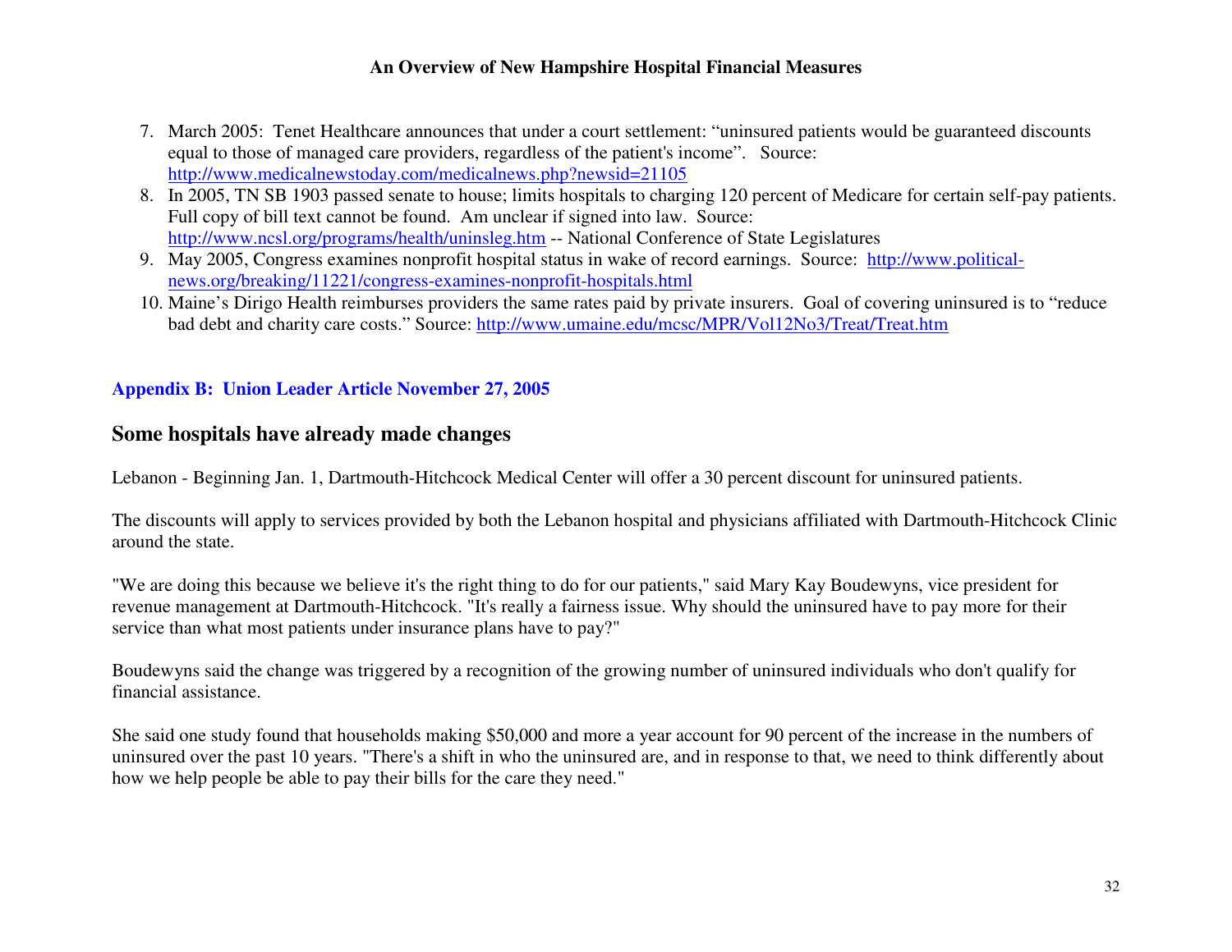7. March 2005: Tenet Healthcare announces that under a court settlement: “uninsured patients would be guaranteed discounts equal to those of managed care providers, regardless of the patient's income”. Source: http://www.medicalnewstoday.com/medicalnews.php?newsid=21105
8. In 2005, TN SB 1903 passed senate to house; limits hospitals to charging 120 percent of Medicare for certain self-pay patients. Full copy of bill text cannot be found. Am unclear if signed into law. Source: http://www.ncsl.org/programs/health/uninsleg.htm -- National Conference of State Legislatures
9. May 2005, Congress examines nonprofit hospital status in wake of record earnings. Source: http://www.political-news.org/breaking/11221/congress-examines-nonprofit-hospitals.html
10. Maine’s Dirigo Health reimburses providers the same rates paid by private insurers. Goal of covering uninsured is to “reduce bad debt and charity care costs.” Source: http://www.umaine.edu/mcsc/MPR/Vol12No3/Treat/Treat.htm

## Appendix B: Union Leader Article November 27, 2005

### Some hospitals have already made changes

Lebanon - Beginning Jan. 1, Dartmouth-Hitchcock Medical Center will offer a 30 percent discount for uninsured patients.

The discounts will apply to services provided by both the Lebanon hospital and physicians affiliated with Dartmouth-Hitchcock Clinic around the state.

"We are doing this because we believe it's the right thing to do for our patients," said Mary Kay Boudewyns, vice president for revenue management at Dartmouth-Hitchcock. "It's really a fairness issue. Why should the uninsured have to pay more for their service than what most patients under insurance plans have to pay?"

Boudewyns said the change was triggered by a recognition of the growing number of uninsured individuals who don't qualify for financial assistance.

She said one study found that households making $50,000 and more a year account for 90 percent of the increase in the numbers of uninsured over the past 10 years. "There's a shift in who the uninsured are, and in response to that, we need to think differently about how we help people be able to pay their bills for the care they need."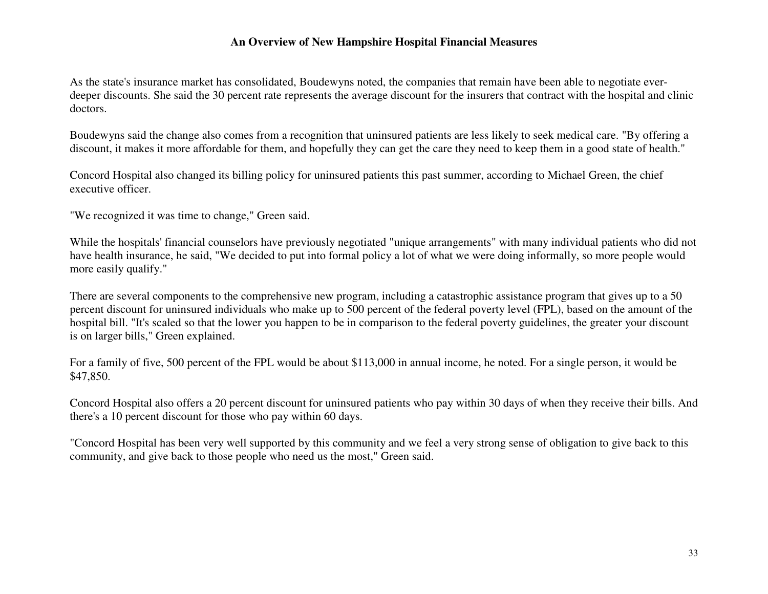As the state's insurance market has consolidated, Boudewyns noted, the companies that remain have been able to negotiate ever-deeper discounts. She said the 30 percent rate represents the average discount for the insurers that contract with the hospital and clinic doctors.

Boudewyns said the change also comes from a recognition that uninsured patients are less likely to seek medical care. "By offering a discount, it makes it more affordable for them, and hopefully they can get the care they need to keep them in a good state of health."

Concord Hospital also changed its billing policy for uninsured patients this past summer, according to Michael Green, the chief executive officer.

"We recognized it was time to change," Green said.

While the hospitals' financial counselors have previously negotiated "unique arrangements" with many individual patients who did not have health insurance, he said, "We decided to put into formal policy a lot of what we were doing informally, so more people would more easily qualify."

There are several components to the comprehensive new program, including a catastrophic assistance program that gives up to a 50 percent discount for uninsured individuals who make up to 500 percent of the federal poverty level (FPL), based on the amount of the hospital bill. "It's scaled so that the lower you happen to be in comparison to the federal poverty guidelines, the greater your discount is on larger bills," Green explained.

For a family of five, 500 percent of the FPL would be about $113,000 in annual income, he noted. For a single person, it would be $47,850.

Concord Hospital also offers a 20 percent discount for uninsured patients who pay within 30 days of when they receive their bills. And there's a 10 percent discount for those who pay within 60 days.

"Concord Hospital has been very well supported by this community and we feel a very strong sense of obligation to give back to this community, and give back to those people who need us the most," Green said.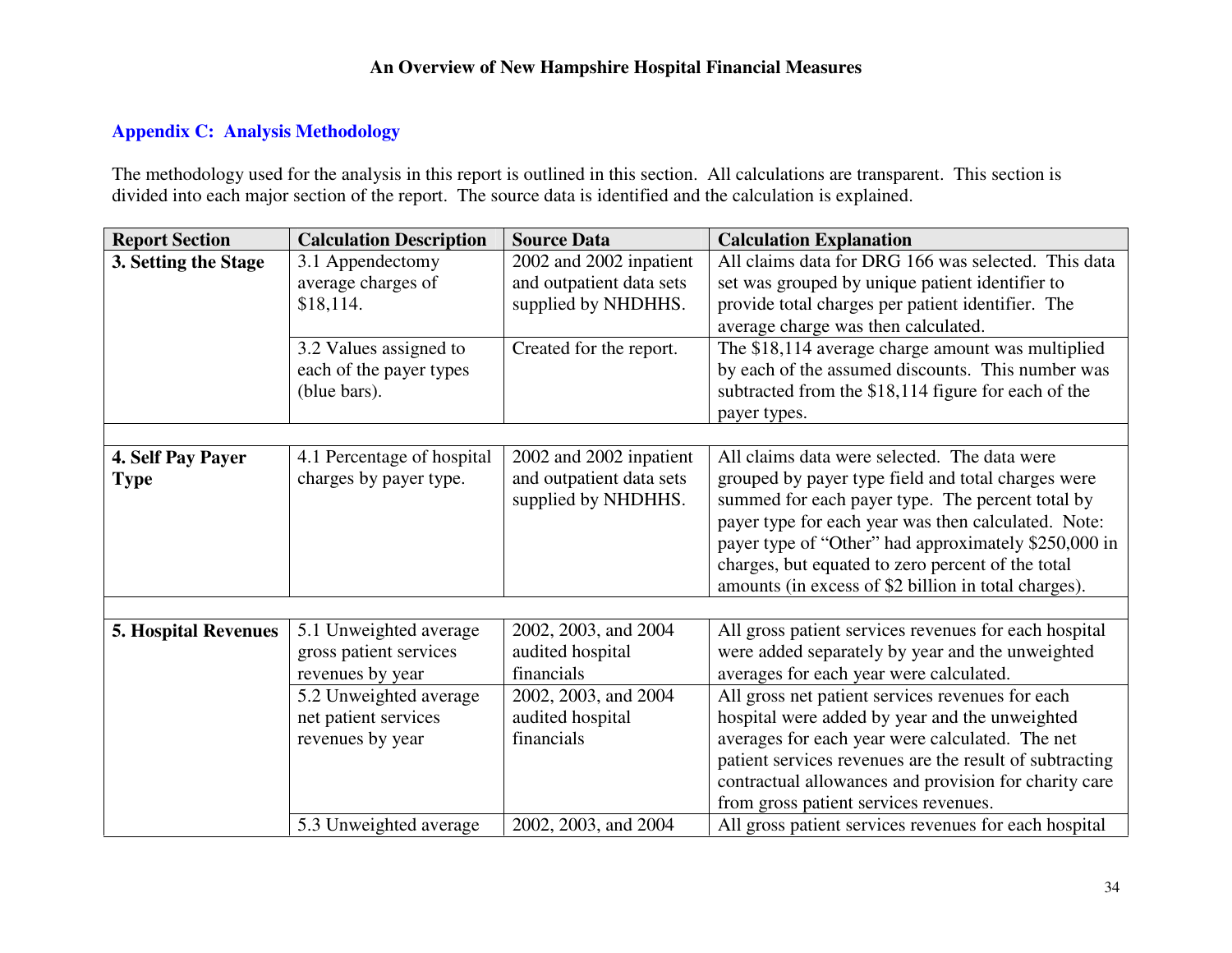## Appendix C: Analysis Methodology

The methodology used for the analysis in this report is outlined in this section. All calculations are transparent. This section is divided into each major section of the report. The source data is identified and the calculation is explained.

| Report Section | Calculation Description | Source Data | Calculation Explanation |
|---|---|---|---|
| **3. Setting the Stage** | 3.1 Appendectomy average charges of $18,114. | 2002 and 2002 inpatient and outpatient data sets supplied by NHDHHS. | All claims data for DRG 166 was selected. This data set was grouped by unique patient identifier to provide total charges per patient identifier. The average charge was then calculated. |
| | 3.2 Values assigned to each of the payer types (blue bars). | Created for the report. | The $18,114 average charge amount was multiplied by each of the assumed discounts. This number was subtracted from the $18,114 figure for each of the payer types. |
| | | | |
| **4. Self Pay Payer Type** | 4.1 Percentage of hospital charges by payer type. | 2002 and 2002 inpatient and outpatient data sets supplied by NHDHHS. | All claims data were selected. The data were grouped by payer type field and total charges were summed for each payer type. The percent total by payer type for each year was then calculated. Note: payer type of "Other" had approximately $250,000 in charges, but equated to zero percent of the total amounts (in excess of $2 billion in total charges). |
| | | | |
| **5. Hospital Revenues** | 5.1 Unweighted average gross patient services revenues by year | 2002, 2003, and 2004 audited hospital financials | All gross patient services revenues for each hospital were added separately by year and the unweighted averages for each year were calculated. |
| | 5.2 Unweighted average net patient services revenues by year | 2002, 2003, and 2004 audited hospital financials | All gross net patient services revenues for each hospital were added by year and the unweighted averages for each year were calculated. The net patient services revenues are the result of subtracting contractual allowances and provision for charity care from gross patient services revenues. |
| | 5.3 Unweighted average | 2002, 2003, and 2004 | All gross patient services revenues for each hospital |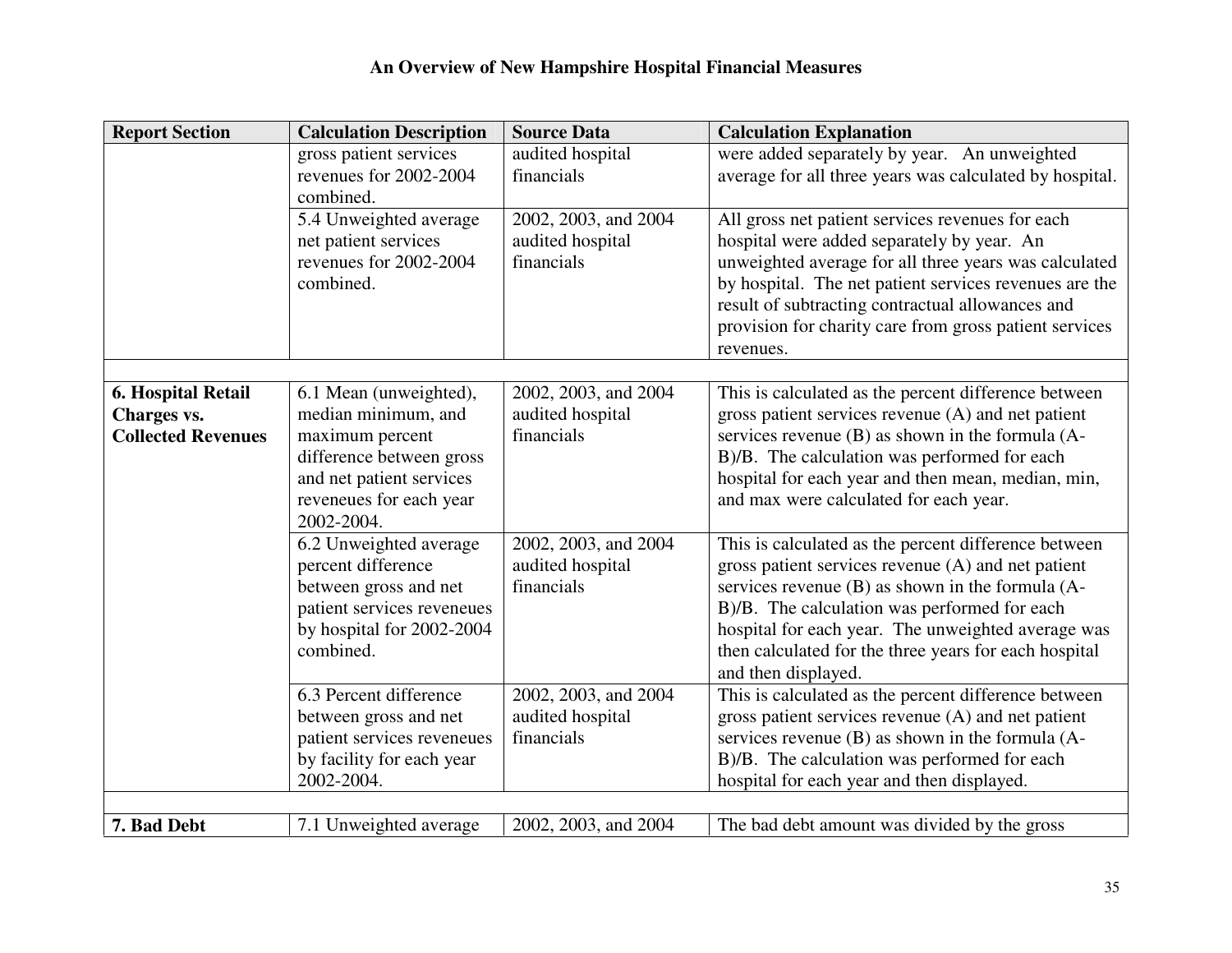## An Overview of New Hampshire Hospital Financial Measures

| Report Section | Calculation Description | Source Data | Calculation Explanation |
|---|---|---|---|
| | gross patient services revenues for 2002-2004 combined. | audited hospital financials | were added separately by year. An unweighted average for all three years was calculated by hospital. |
| | 5.4 Unweighted average net patient services revenues for 2002-2004 combined. | 2002, 2003, and 2004 audited hospital financials | All gross net patient services revenues for each hospital were added separately by year. An unweighted average for all three years was calculated by hospital. The net patient services revenues are the result of subtracting contractual allowances and provision for charity care from gross patient services revenues. |
| | | | |
| **6. Hospital Retail Charges vs. Collected Revenues** | 6.1 Mean (unweighted), median minimum, and maximum percent difference between gross and net patient services reveneues for each year 2002-2004. | 2002, 2003, and 2004 audited hospital financials | This is calculated as the percent difference between gross patient services revenue (A) and net patient services revenue (B) as shown in the formula (A-B)/B. The calculation was performed for each hospital for each year and then mean, median, min, and max were calculated for each year. |
| | 6.2 Unweighted average percent difference between gross and net patient services reveneues by hospital for 2002-2004 combined. | 2002, 2003, and 2004 audited hospital financials | This is calculated as the percent difference between gross patient services revenue (A) and net patient services revenue (B) as shown in the formula (A-B)/B. The calculation was performed for each hospital for each year. The unweighted average was then calculated for the three years for each hospital and then displayed. |
| | 6.3 Percent difference between gross and net patient services reveneues by facility for each year 2002-2004. | 2002, 2003, and 2004 audited hospital financials | This is calculated as the percent difference between gross patient services revenue (A) and net patient services revenue (B) as shown in the formula (A-B)/B. The calculation was performed for each hospital for each year and then displayed. |
| | | | |
| **7. Bad Debt** | 7.1 Unweighted average | 2002, 2003, and 2004 | The bad debt amount was divided by the gross |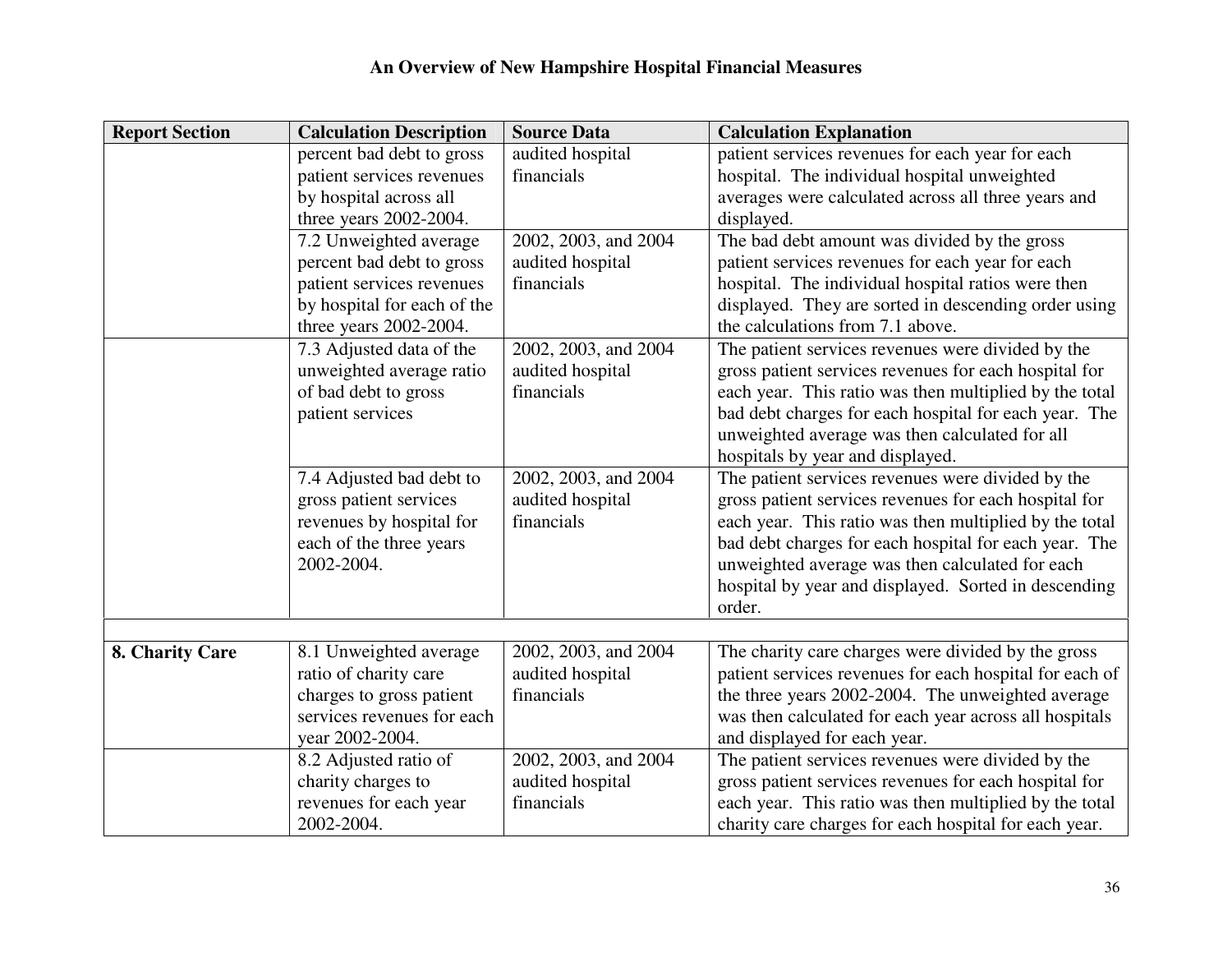# An Overview of New Hampshire Hospital Financial Measures

| Report Section | Calculation Description | Source Data | Calculation Explanation |
|---|---|---|---|
| | percent bad debt to gross patient services revenues by hospital across all three years 2002-2004. | audited hospital financials | patient services revenues for each year for each hospital. The individual hospital unweighted averages were calculated across all three years and displayed. |
| | 7.2 Unweighted average percent bad debt to gross patient services revenues by hospital for each of the three years 2002-2004. | 2002, 2003, and 2004 audited hospital financials | The bad debt amount was divided by the gross patient services revenues for each year for each hospital. The individual hospital ratios were then displayed. They are sorted in descending order using the calculations from 7.1 above. |
| | 7.3 Adjusted data of the unweighted average ratio of bad debt to gross patient services | 2002, 2003, and 2004 audited hospital financials | The patient services revenues were divided by the gross patient services revenues for each hospital for each year. This ratio was then multiplied by the total bad debt charges for each hospital for each year. The unweighted average was then calculated for all hospitals by year and displayed. |
| | 7.4 Adjusted bad debt to gross patient services revenues by hospital for each of the three years 2002-2004. | 2002, 2003, and 2004 audited hospital financials | The patient services revenues were divided by the gross patient services revenues for each hospital for each year. This ratio was then multiplied by the total bad debt charges for each hospital for each year. The unweighted average was then calculated for each hospital by year and displayed. Sorted in descending order. |
| | | | |
| **8. Charity Care** | 8.1 Unweighted average ratio of charity care charges to gross patient services revenues for each year 2002-2004. | 2002, 2003, and 2004 audited hospital financials | The charity care charges were divided by the gross patient services revenues for each hospital for each of the three years 2002-2004. The unweighted average was then calculated for each year across all hospitals and displayed for each year. |
| | 8.2 Adjusted ratio of charity charges to revenues for each year 2002-2004. | 2002, 2003, and 2004 audited hospital financials | The patient services revenues were divided by the gross patient services revenues for each hospital for each year. This ratio was then multiplied by the total charity care charges for each hospital for each year. |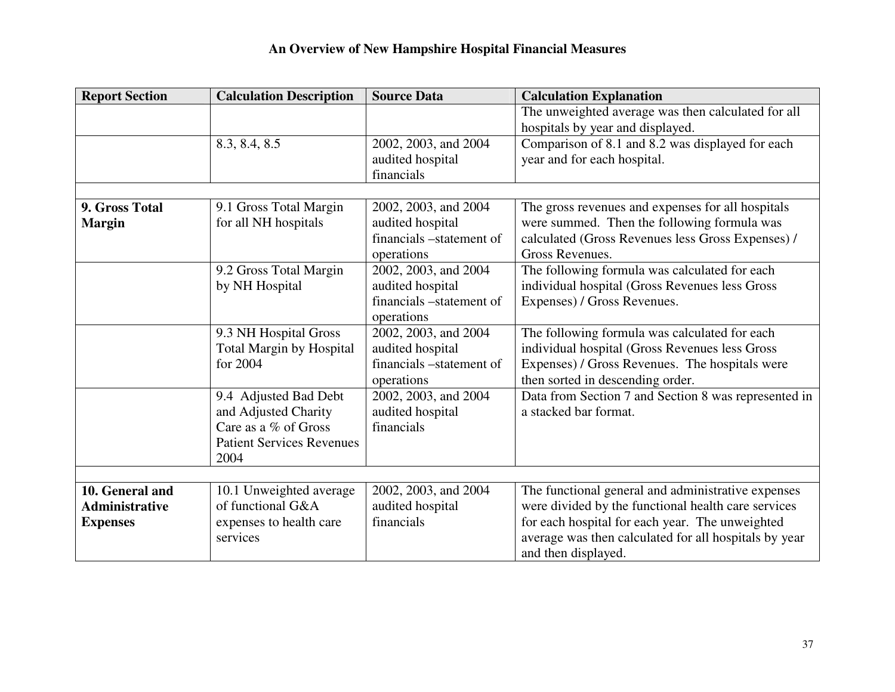**An Overview of New Hampshire Hospital Financial Measures**

| Report Section | Calculation Description | Source Data | Calculation Explanation |
|---|---|---|---|
| | | | The unweighted average was then calculated for all hospitals by year and displayed. |
| | 8.3, 8.4, 8.5 | 2002, 2003, and 2004 audited hospital financials | Comparison of 8.1 and 8.2 was displayed for each year and for each hospital. |
| | | | |
| **9. Gross Total Margin** | 9.1 Gross Total Margin for all NH hospitals | 2002, 2003, and 2004 audited hospital financials –statement of operations | The gross revenues and expenses for all hospitals were summed. Then the following formula was calculated (Gross Revenues less Gross Expenses) / Gross Revenues. |
| | 9.2 Gross Total Margin by NH Hospital | 2002, 2003, and 2004 audited hospital financials –statement of operations | The following formula was calculated for each individual hospital (Gross Revenues less Gross Expenses) / Gross Revenues. |
| | 9.3 NH Hospital Gross Total Margin by Hospital for 2004 | 2002, 2003, and 2004 audited hospital financials –statement of operations | The following formula was calculated for each individual hospital (Gross Revenues less Gross Expenses) / Gross Revenues. The hospitals were then sorted in descending order. |
| | 9.4 Adjusted Bad Debt and Adjusted Charity Care as a % of Gross Patient Services Revenues 2004 | 2002, 2003, and 2004 audited hospital financials | Data from Section 7 and Section 8 was represented in a stacked bar format. |
| | | | |
| **10. General and Administrative Expenses** | 10.1 Unweighted average of functional G&A expenses to health care services | 2002, 2003, and 2004 audited hospital financials | The functional general and administrative expenses were divided by the functional health care services for each hospital for each year. The unweighted average was then calculated for all hospitals by year and then displayed. |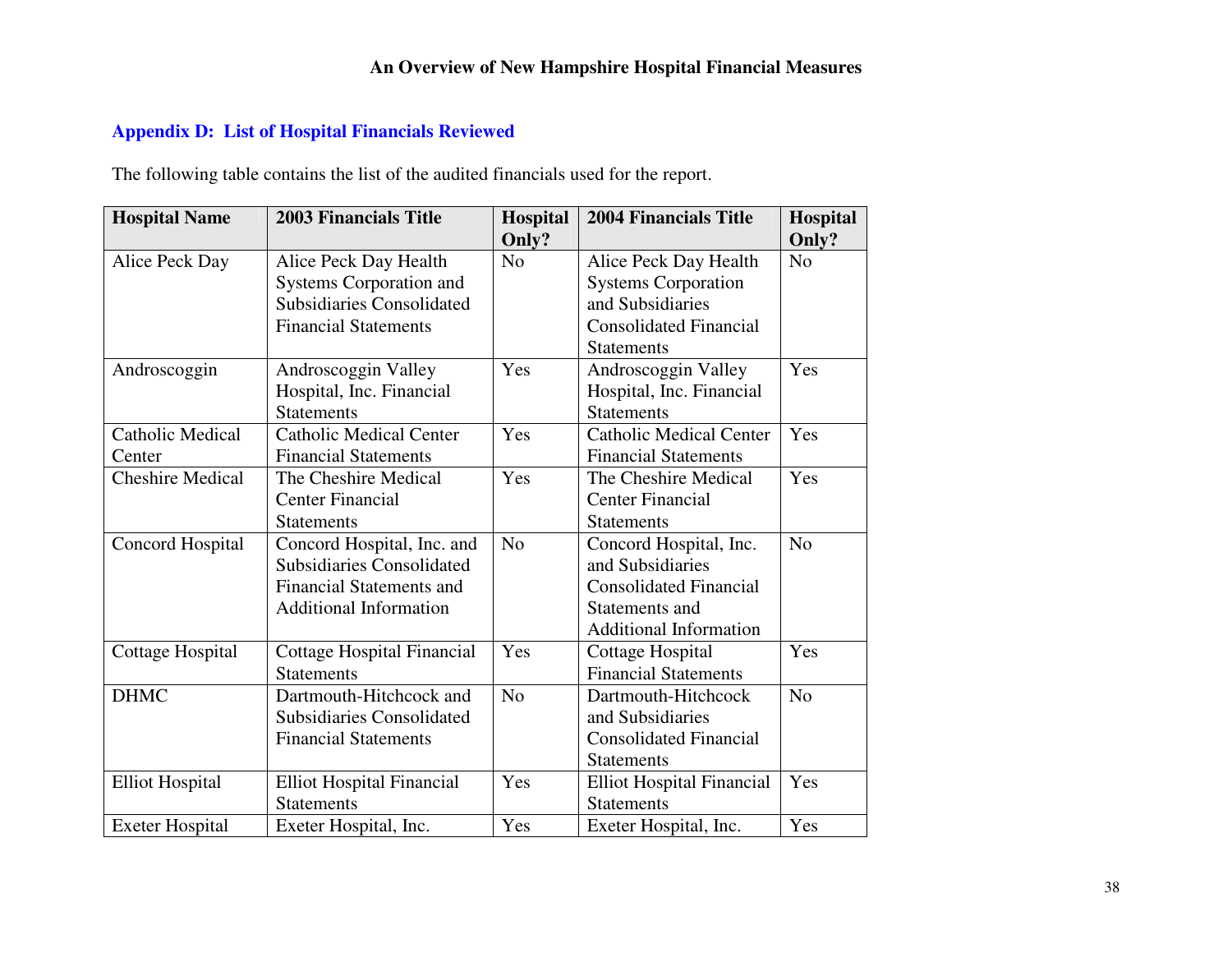### Appendix D: List of Hospital Financials Reviewed

The following table contains the list of the audited financials used for the report.

| Hospital Name | 2003 Financials Title | Hospital Only? | 2004 Financials Title | Hospital Only? |
|---|---|---|---|---|
| Alice Peck Day | Alice Peck Day Health Systems Corporation and Subsidiaries Consolidated Financial Statements | No | Alice Peck Day Health Systems Corporation and Subsidiaries Consolidated Financial Statements | No |
| Androscoggin | Androscoggin Valley Hospital, Inc. Financial Statements | Yes | Androscoggin Valley Hospital, Inc. Financial Statements | Yes |
| Catholic Medical Center | Catholic Medical Center Financial Statements | Yes | Catholic Medical Center Financial Statements | Yes |
| Cheshire Medical | The Cheshire Medical Center Financial Statements | Yes | The Cheshire Medical Center Financial Statements | Yes |
| Concord Hospital | Concord Hospital, Inc. and Subsidiaries Consolidated Financial Statements and Additional Information | No | Concord Hospital, Inc. and Subsidiaries Consolidated Financial Statements and Additional Information | No |
| Cottage Hospital | Cottage Hospital Financial Statements | Yes | Cottage Hospital Financial Statements | Yes |
| DHMC | Dartmouth-Hitchcock and Subsidiaries Consolidated Financial Statements | No | Dartmouth-Hitchcock and Subsidiaries Consolidated Financial Statements | No |
| Elliot Hospital | Elliot Hospital Financial Statements | Yes | Elliot Hospital Financial Statements | Yes |
| Exeter Hospital | Exeter Hospital, Inc. | Yes | Exeter Hospital, Inc. | Yes |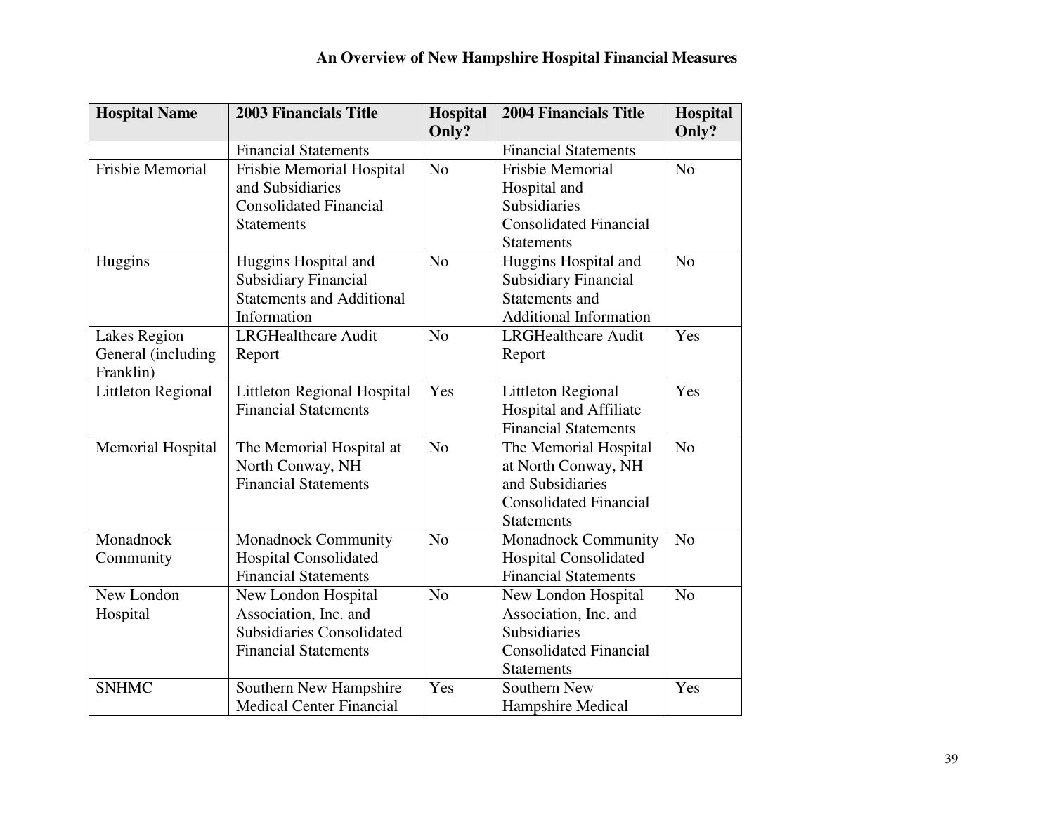## An Overview of New Hampshire Hospital Financial Measures

| Hospital Name | 2003 Financials Title | Hospital Only? | 2004 Financials Title | Hospital Only? |
|---|---|---|---|---|
| | Financial Statements | | Financial Statements | |
| Frisbie Memorial | Frisbie Memorial Hospital and Subsidiaries Consolidated Financial Statements | No | Frisbie Memorial Hospital and Subsidiaries Consolidated Financial Statements | No |
| Huggins | Huggins Hospital and Subsidiary Financial Statements and Additional Information | No | Huggins Hospital and Subsidiary Financial Statements and Additional Information | No |
| Lakes Region General (including Franklin) | LRGHealthcare Audit Report | No | LRGHealthcare Audit Report | Yes |
| Littleton Regional | Littleton Regional Hospital Financial Statements | Yes | Littleton Regional Hospital and Affiliate Financial Statements | Yes |
| Memorial Hospital | The Memorial Hospital at North Conway, NH Financial Statements | No | The Memorial Hospital at North Conway, NH and Subsidiaries Consolidated Financial Statements | No |
| Monadnock Community | Monadnock Community Hospital Consolidated Financial Statements | No | Monadnock Community Hospital Consolidated Financial Statements | No |
| New London Hospital | New London Hospital Association, Inc. and Subsidiaries Consolidated Financial Statements | No | New London Hospital Association, Inc. and Subsidiaries Consolidated Financial Statements | No |
| SNHMC | Southern New Hampshire Medical Center Financial | Yes | Southern New Hampshire Medical | Yes |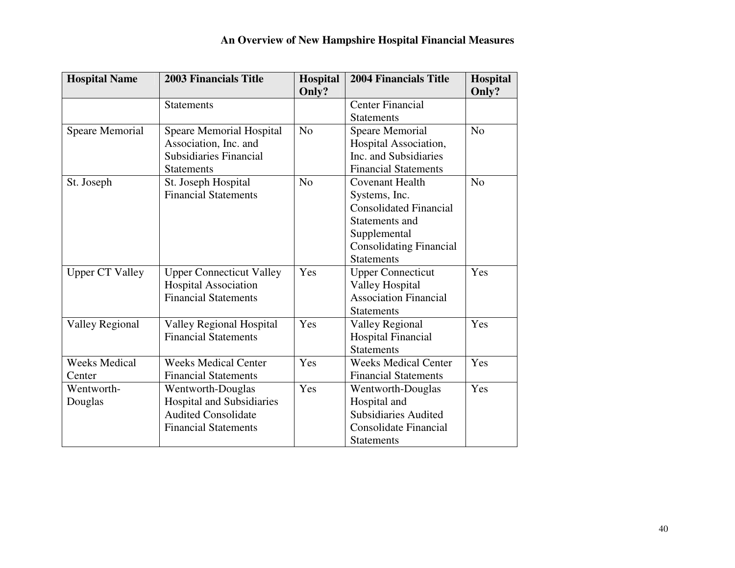## An Overview of New Hampshire Hospital Financial Measures

| Hospital Name | 2003 Financials Title | Hospital Only? | 2004 Financials Title | Hospital Only? |
|---|---|---|---|---|
| | Statements | | Center Financial Statements | |
| Speare Memorial | Speare Memorial Hospital Association, Inc. and Subsidiaries Financial Statements | No | Speare Memorial Hospital Association, Inc. and Subsidiaries Financial Statements | No |
| St. Joseph | St. Joseph Hospital Financial Statements | No | Covenant Health Systems, Inc. Consolidated Financial Statements and Supplemental Consolidating Financial Statements | No |
| Upper CT Valley | Upper Connecticut Valley Hospital Association Financial Statements | Yes | Upper Connecticut Valley Hospital Association Financial Statements | Yes |
| Valley Regional | Valley Regional Hospital Financial Statements | Yes | Valley Regional Hospital Financial Statements | Yes |
| Weeks Medical Center | Weeks Medical Center Financial Statements | Yes | Weeks Medical Center Financial Statements | Yes |
| Wentworth-Douglas | Wentworth-Douglas Hospital and Subsidiaries Audited Consolidate Financial Statements | Yes | Wentworth-Douglas Hospital and Subsidiaries Audited Consolidate Financial Statements | Yes |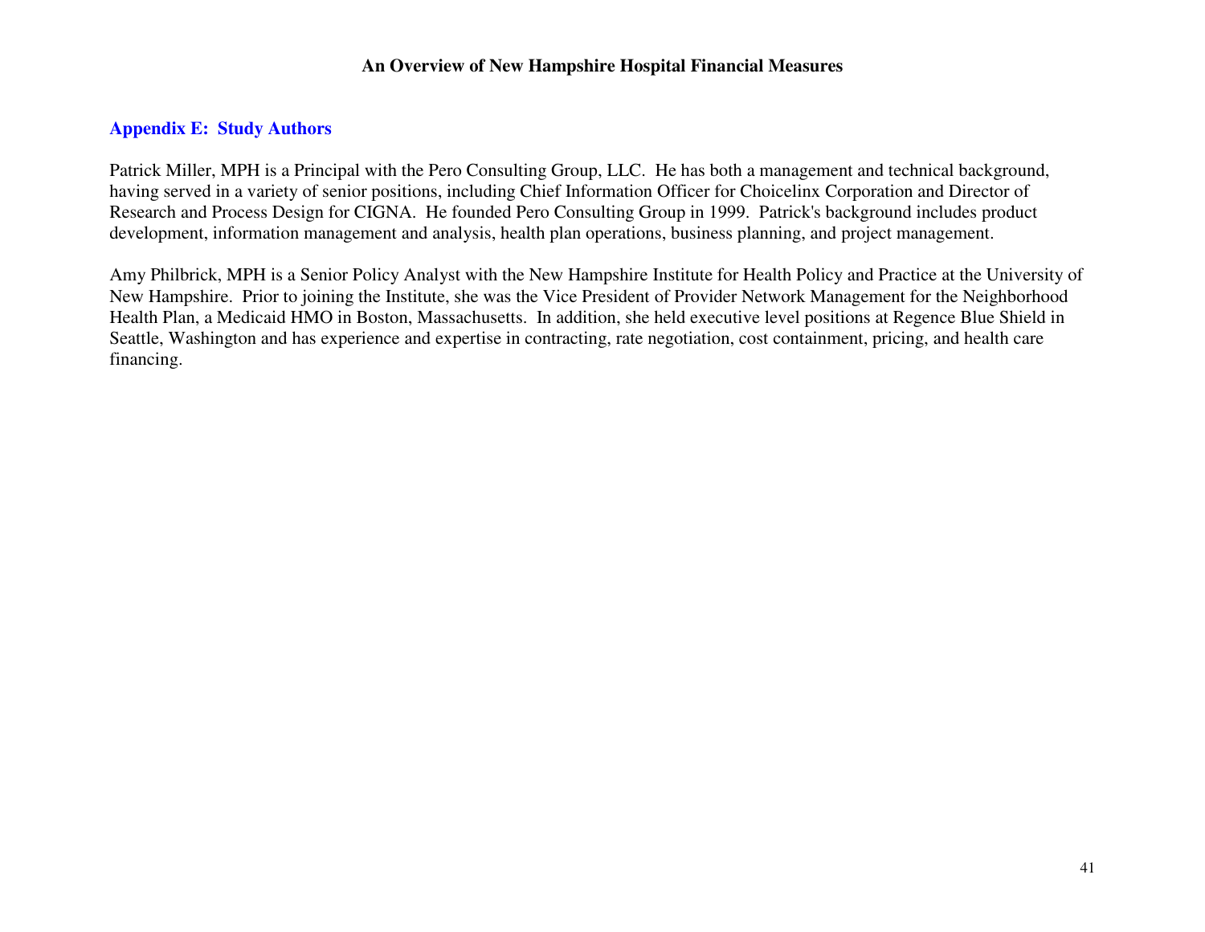## Appendix E: Study Authors

Patrick Miller, MPH is a Principal with the Pero Consulting Group, LLC. He has both a management and technical background, having served in a variety of senior positions, including Chief Information Officer for Choicelinx Corporation and Director of Research and Process Design for CIGNA. He founded Pero Consulting Group in 1999. Patrick's background includes product development, information management and analysis, health plan operations, business planning, and project management.

Amy Philbrick, MPH is a Senior Policy Analyst with the New Hampshire Institute for Health Policy and Practice at the University of New Hampshire. Prior to joining the Institute, she was the Vice President of Provider Network Management for the Neighborhood Health Plan, a Medicaid HMO in Boston, Massachusetts. In addition, she held executive level positions at Regence Blue Shield in Seattle, Washington and has experience and expertise in contracting, rate negotiation, cost containment, pricing, and health care financing.